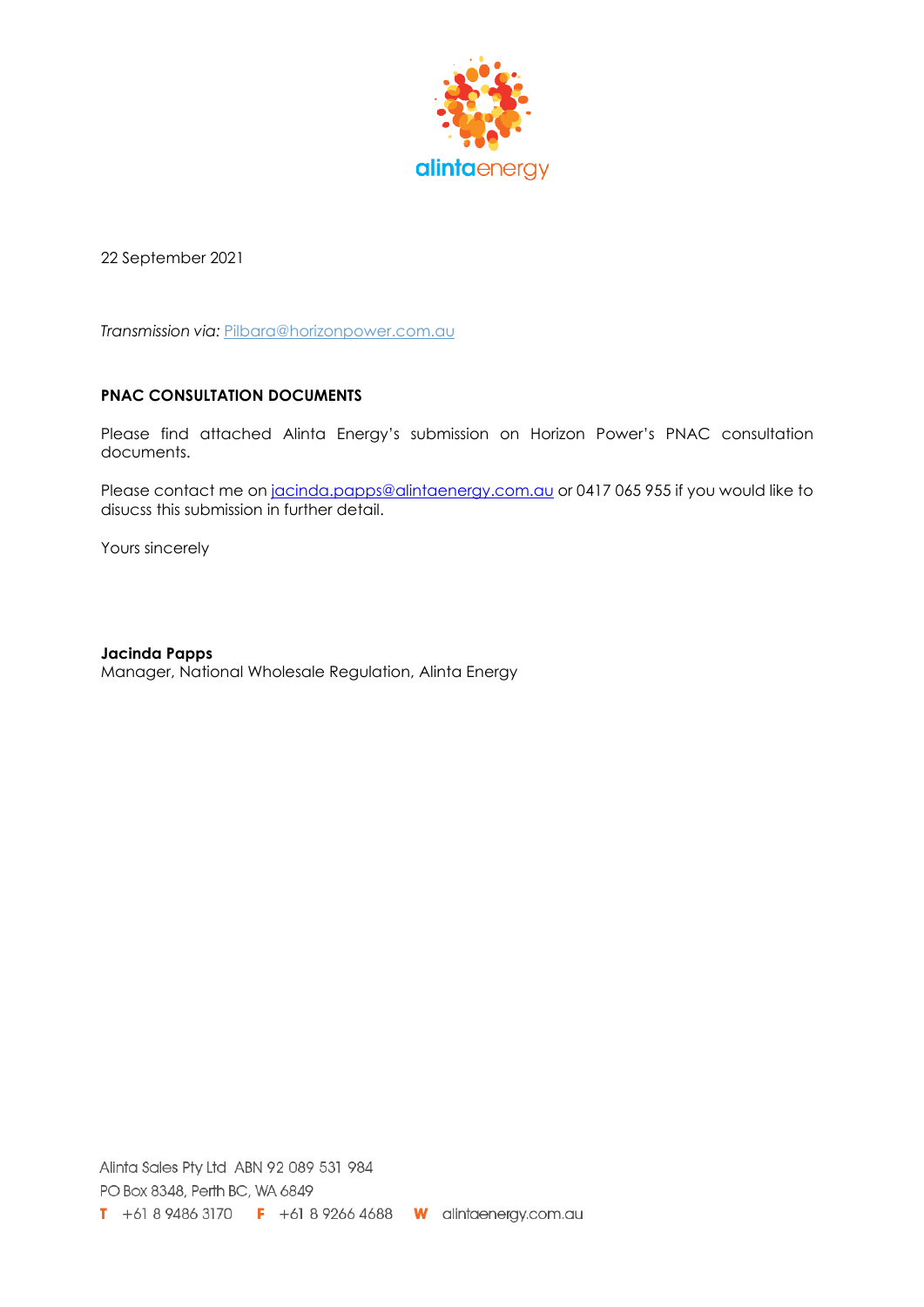alintaenergy

22 September 2021

*Transmission via:* Pilbara@horizonpower.com.au

**PNAC CONSULTATION DOCUMENTS**

Please find attached Alinta Energy's submission on Horizon Power's PNAC consultation documents.

Please contact me on jacinda.papps@alintaenergy.com.au or 0417 065 955 if you would like to disucss this submission in further detail.

Yours sincerely

**Jacinda Papps**
Manager, National Wholesale Regulation, Alinta Energy

Alinta Sales Pty Ltd ABN 92 089 531 984
PO Box 8348, Perth BC, WA 6849
T +61 8 9486 3170 F +61 8 9266 4688 W alintaenergy.com.au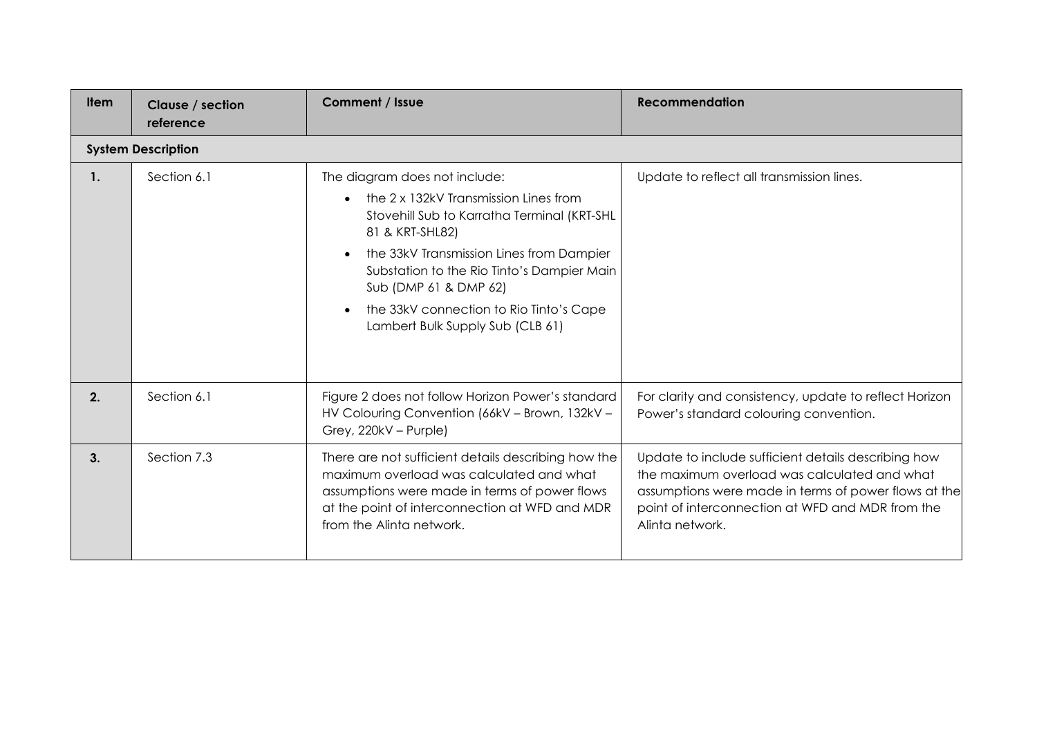| Item | Clause / section reference | Comment / Issue | Recommendation |
|---|---|---|---|
| **System Description** | | | |
| **1.** | Section 6.1 | The diagram does not include:<br>• the 2 x 132kV Transmission Lines from Stovehill Sub to Karratha Terminal (KRT-SHL 81 & KRT-SHL82)<br>• the 33kV Transmission Lines from Dampier Substation to the Rio Tinto's Dampier Main Sub (DMP 61 & DMP 62)<br>• the 33kV connection to Rio Tinto's Cape Lambert Bulk Supply Sub (CLB 61) | Update to reflect all transmission lines. |
| **2.** | Section 6.1 | Figure 2 does not follow Horizon Power's standard HV Colouring Convention (66kV – Brown, 132kV – Grey, 220kV – Purple) | For clarity and consistency, update to reflect Horizon Power's standard colouring convention. |
| **3.** | Section 7.3 | There are not sufficient details describing how the maximum overload was calculated and what assumptions were made in terms of power flows at the point of interconnection at WFD and MDR from the Alinta network. | Update to include sufficient details describing how the maximum overload was calculated and what assumptions were made in terms of power flows at the point of interconnection at WFD and MDR from the Alinta network. |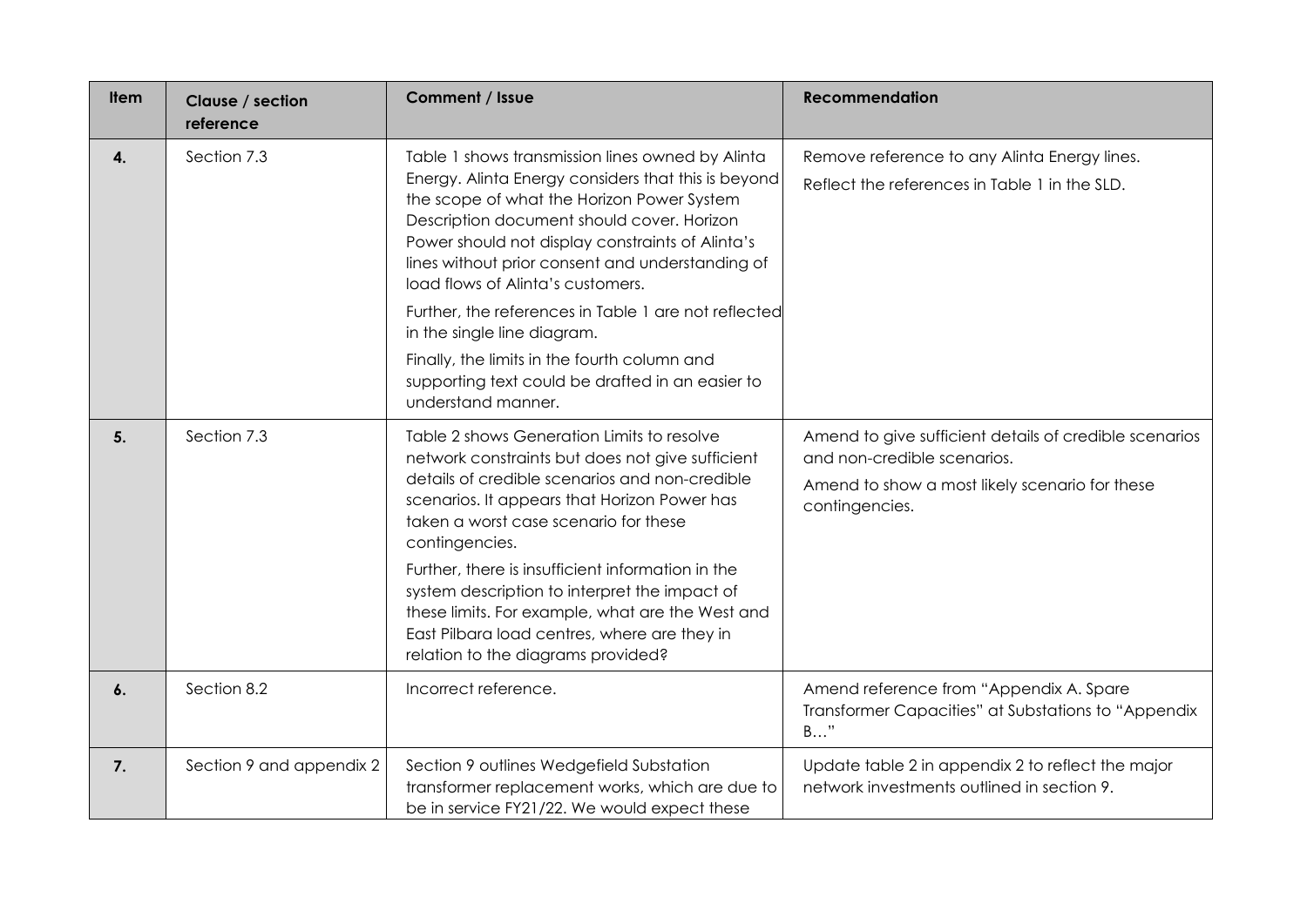| Item | Clause / section reference | Comment / Issue | Recommendation |
|---|---|---|---|
| **4.** | Section 7.3 | Table 1 shows transmission lines owned by Alinta Energy. Alinta Energy considers that this is beyond the scope of what the Horizon Power System Description document should cover. Horizon Power should not display constraints of Alinta's lines without prior consent and understanding of load flows of Alinta's customers.<br><br>Further, the references in Table 1 are not reflected in the single line diagram.<br><br>Finally, the limits in the fourth column and supporting text could be drafted in an easier to understand manner. | Remove reference to any Alinta Energy lines.<br><br>Reflect the references in Table 1 in the SLD. |
| **5.** | Section 7.3 | Table 2 shows Generation Limits to resolve network constraints but does not give sufficient details of credible scenarios and non-credible scenarios. It appears that Horizon Power has taken a worst case scenario for these contingencies.<br><br>Further, there is insufficient information in the system description to interpret the impact of these limits. For example, what are the West and East Pilbara load centres, where are they in relation to the diagrams provided? | Amend to give sufficient details of credible scenarios and non-credible scenarios.<br><br>Amend to show a most likely scenario for these contingencies. |
| **6.** | Section 8.2 | Incorrect reference. | Amend reference from "Appendix A. Spare Transformer Capacities" at Substations to "Appendix B…" |
| **7.** | Section 9 and appendix 2 | Section 9 outlines Wedgefield Substation transformer replacement works, which are due to be in service FY21/22. We would expect these | Update table 2 in appendix 2 to reflect the major network investments outlined in section 9. |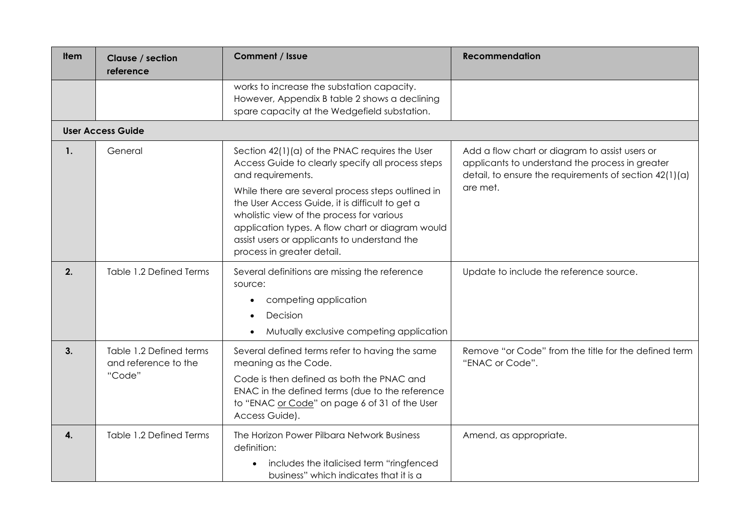| Item | Clause / section reference | Comment / Issue | Recommendation |
|---|---|---|---|
| | | works to increase the substation capacity. However, Appendix B table 2 shows a declining spare capacity at the Wedgefield substation. | |
| **User Access Guide** | | | |
| **1.** | General | Section 42(1)(a) of the PNAC requires the User Access Guide to clearly specify all process steps and requirements.<br><br>While there are several process steps outlined in the User Access Guide, it is difficult to get a wholistic view of the process for various application types. A flow chart or diagram would assist users or applicants to understand the process in greater detail. | Add a flow chart or diagram to assist users or applicants to understand the process in greater detail, to ensure the requirements of section 42(1)(a) are met. |
| **2.** | Table 1.2 Defined Terms | Several definitions are missing the reference source:<br>• competing application<br>• Decision<br>• Mutually exclusive competing application | Update to include the reference source. |
| **3.** | Table 1.2 Defined terms and reference to the "Code" | Several defined terms refer to having the same meaning as the Code.<br><br>Code is then defined as both the PNAC and ENAC in the defined terms (due to the reference to "ENAC <u>or Code</u>" on page 6 of 31 of the User Access Guide). | Remove "or Code" from the title for the defined term "ENAC or Code". |
| **4.** | Table 1.2 Defined Terms | The Horizon Power Pilbara Network Business definition:<br>• includes the italicised term "ringfenced business" which indicates that it is a | Amend, as appropriate. |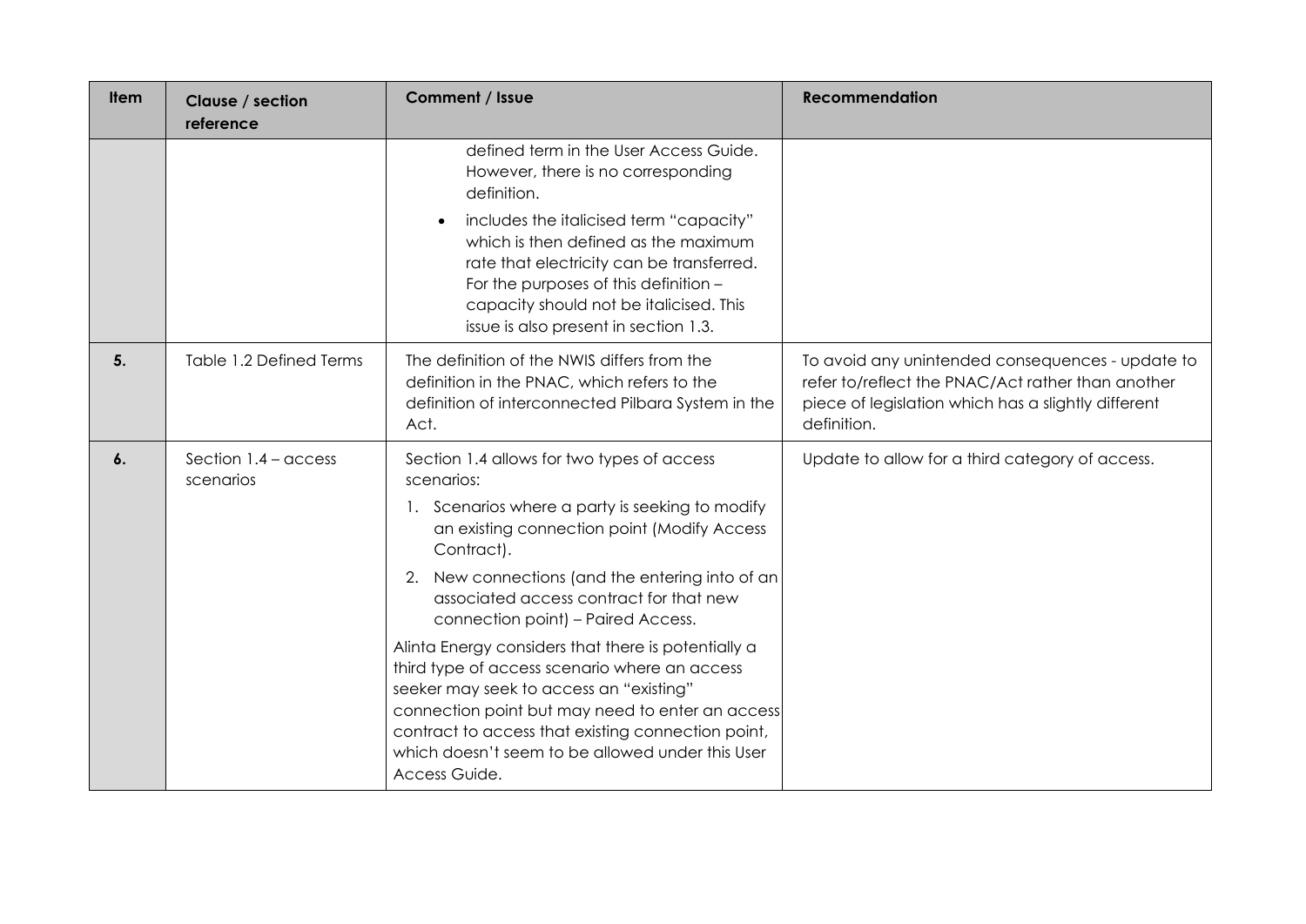| Item | Clause / section reference | Comment / Issue | Recommendation |
|---|---|---|---|
| | | defined term in the User Access Guide. However, there is no corresponding definition.<br>• includes the italicised term "capacity" which is then defined as the maximum rate that electricity can be transferred. For the purposes of this definition – capacity should not be italicised. This issue is also present in section 1.3. | |
| **5.** | Table 1.2 Defined Terms | The definition of the NWIS differs from the definition in the PNAC, which refers to the definition of interconnected Pilbara System in the Act. | To avoid any unintended consequences - update to refer to/reflect the PNAC/Act rather than another piece of legislation which has a slightly different definition. |
| **6.** | Section 1.4 – access scenarios | Section 1.4 allows for two types of access scenarios:<br>1. Scenarios where a party is seeking to modify an existing connection point (Modify Access Contract).<br>2. New connections (and the entering into of an associated access contract for that new connection point) – Paired Access.<br>Alinta Energy considers that there is potentially a third type of access scenario where an access seeker may seek to access an "existing" connection point but may need to enter an access contract to access that existing connection point, which doesn't seem to be allowed under this User Access Guide. | Update to allow for a third category of access. |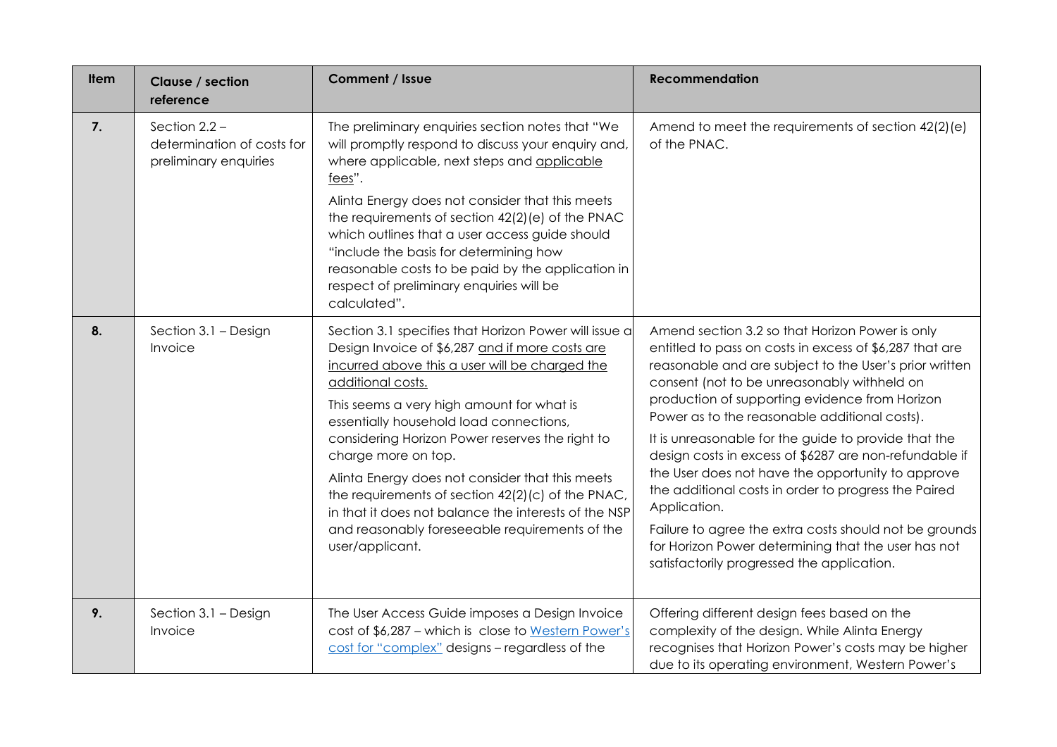| Item | Clause / section reference | Comment / Issue | Recommendation |
|---|---|---|---|
| **7.** | Section 2.2 – determination of costs for preliminary enquiries | The preliminary enquiries section notes that "We will promptly respond to discuss your enquiry and, where applicable, next steps and applicable fees".<br><br>Alinta Energy does not consider that this meets the requirements of section 42(2)(e) of the PNAC which outlines that a user access guide should "include the basis for determining how reasonable costs to be paid by the application in respect of preliminary enquiries will be calculated". | Amend to meet the requirements of section 42(2)(e) of the PNAC. |
| **8.** | Section 3.1 – Design Invoice | Section 3.1 specifies that Horizon Power will issue a Design Invoice of $6,287 and if more costs are incurred above this a user will be charged the additional costs.<br><br>This seems a very high amount for what is essentially household load connections, considering Horizon Power reserves the right to charge more on top.<br><br>Alinta Energy does not consider that this meets the requirements of section 42(2)(c) of the PNAC, in that it does not balance the interests of the NSP and reasonably foreseeable requirements of the user/applicant. | Amend section 3.2 so that Horizon Power is only entitled to pass on costs in excess of $6,287 that are reasonable and are subject to the User's prior written consent (not to be unreasonably withheld on production of supporting evidence from Horizon Power as to the reasonable additional costs).<br><br>It is unreasonable for the guide to provide that the design costs in excess of $6287 are non-refundable if the User does not have the opportunity to approve the additional costs in order to progress the Paired Application.<br><br>Failure to agree the extra costs should not be grounds for Horizon Power determining that the user has not satisfactorily progressed the application. |
| **9.** | Section 3.1 – Design Invoice | The User Access Guide imposes a Design Invoice cost of $6,287 – which is close to Western Power's cost for "complex" designs – regardless of the | Offering different design fees based on the complexity of the design. While Alinta Energy recognises that Horizon Power's costs may be higher due to its operating environment, Western Power's |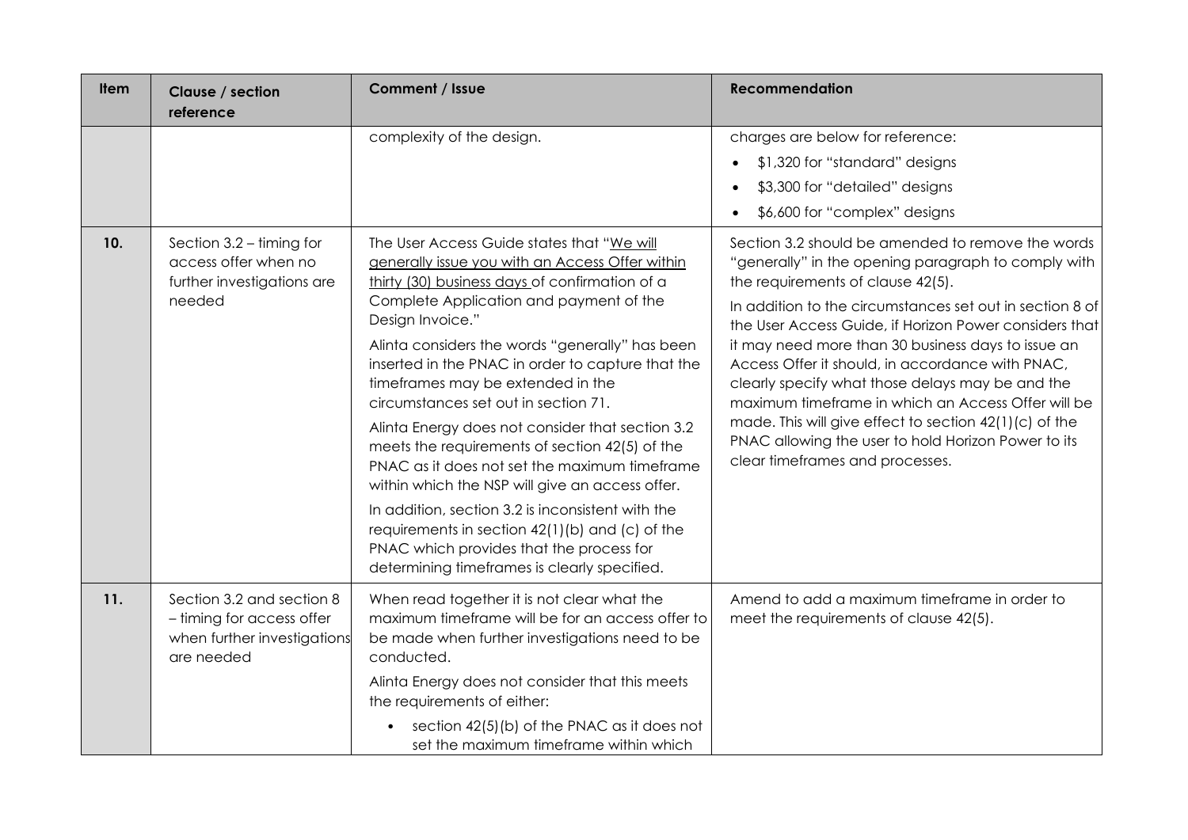| Item | Clause / section reference | Comment / Issue | Recommendation |
|---|---|---|---|
| | | complexity of the design. | charges are below for reference:<br>• $1,320 for "standard" designs<br>• $3,300 for "detailed" designs<br>• $6,600 for "complex" designs |
| **10.** | Section 3.2 – timing for access offer when no further investigations are needed | The User Access Guide states that "We will generally issue you with an Access Offer within thirty (30) business days of confirmation of a Complete Application and payment of the Design Invoice."<br>Alinta considers the words "generally" has been inserted in the PNAC in order to capture that the timeframes may be extended in the circumstances set out in section 71.<br>Alinta Energy does not consider that section 3.2 meets the requirements of section 42(5) of the PNAC as it does not set the maximum timeframe within which the NSP will give an access offer.<br>In addition, section 3.2 is inconsistent with the requirements in section 42(1)(b) and (c) of the PNAC which provides that the process for determining timeframes is clearly specified. | Section 3.2 should be amended to remove the words "generally" in the opening paragraph to comply with the requirements of clause 42(5).<br>In addition to the circumstances set out in section 8 of the User Access Guide, if Horizon Power considers that it may need more than 30 business days to issue an Access Offer it should, in accordance with PNAC, clearly specify what those delays may be and the maximum timeframe in which an Access Offer will be made. This will give effect to section 42(1)(c) of the PNAC allowing the user to hold Horizon Power to its clear timeframes and processes. |
| **11.** | Section 3.2 and section 8 – timing for access offer when further investigations are needed | When read together it is not clear what the maximum timeframe will be for an access offer to be made when further investigations need to be conducted.<br>Alinta Energy does not consider that this meets the requirements of either:<br>• section 42(5)(b) of the PNAC as it does not set the maximum timeframe within which | Amend to add a maximum timeframe in order to meet the requirements of clause 42(5). |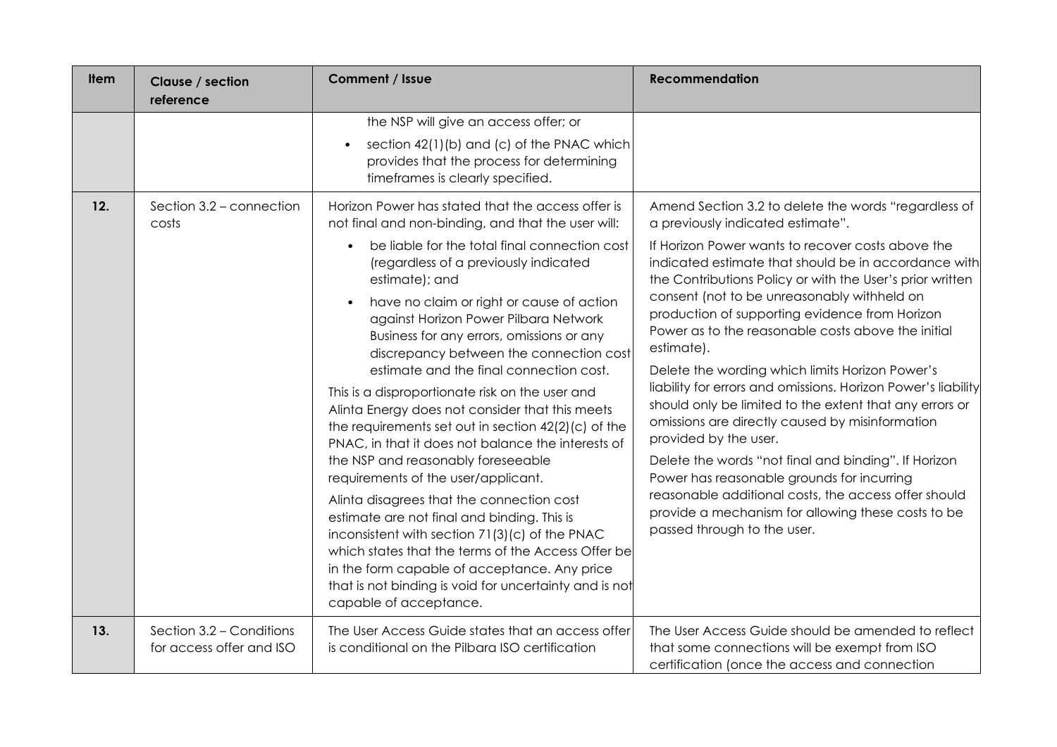| Item | Clause / section reference | Comment / Issue | Recommendation |
|---|---|---|---|
| | | the NSP will give an access offer; or<br>• section 42(1)(b) and (c) of the PNAC which provides that the process for determining timeframes is clearly specified. | |
| 12. | Section 3.2 – connection costs | Horizon Power has stated that the access offer is not final and non-binding, and that the user will:<br>• be liable for the total final connection cost (regardless of a previously indicated estimate); and<br>• have no claim or right or cause of action against Horizon Power Pilbara Network Business for any errors, omissions or any discrepancy between the connection cost estimate and the final connection cost.<br>This is a disproportionate risk on the user and Alinta Energy does not consider that this meets the requirements set out in section 42(2)(c) of the PNAC, in that it does not balance the interests of the NSP and reasonably foreseeable requirements of the user/applicant.<br>Alinta disagrees that the connection cost estimate are not final and binding. This is inconsistent with section 71(3)(c) of the PNAC which states that the terms of the Access Offer be in the form capable of acceptance. Any price that is not binding is void for uncertainty and is not capable of acceptance. | Amend Section 3.2 to delete the words "regardless of a previously indicated estimate".<br>If Horizon Power wants to recover costs above the indicated estimate that should be in accordance with the Contributions Policy or with the User's prior written consent (not to be unreasonably withheld on production of supporting evidence from Horizon Power as to the reasonable costs above the initial estimate).<br>Delete the wording which limits Horizon Power's liability for errors and omissions. Horizon Power's liability should only be limited to the extent that any errors or omissions are directly caused by misinformation provided by the user.<br>Delete the words "not final and binding". If Horizon Power has reasonable grounds for incurring reasonable additional costs, the access offer should provide a mechanism for allowing these costs to be passed through to the user. |
| 13. | Section 3.2 – Conditions for access offer and ISO | The User Access Guide states that an access offer is conditional on the Pilbara ISO certification | The User Access Guide should be amended to reflect that some connections will be exempt from ISO certification (once the access and connection |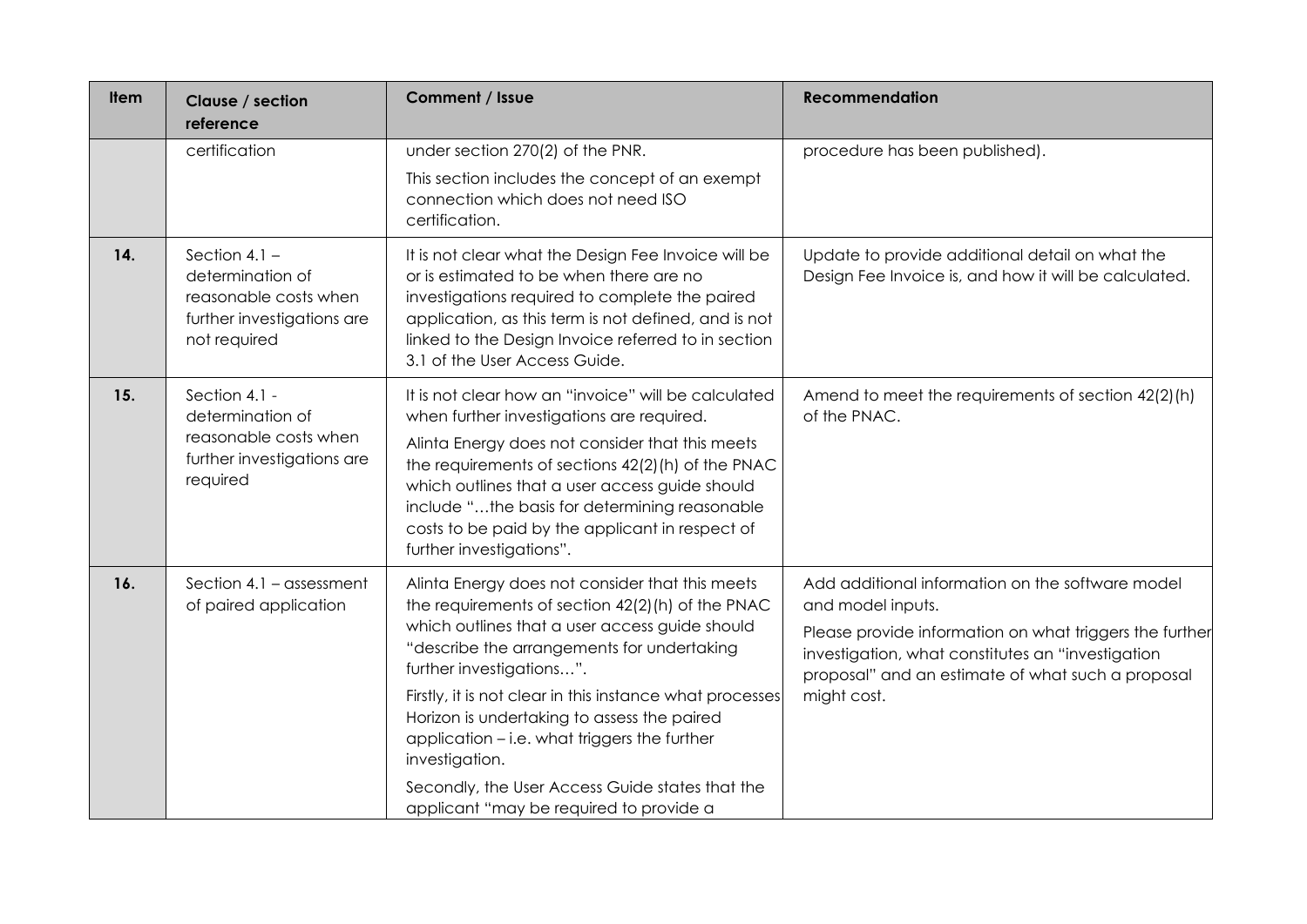| Item | Clause / section reference | Comment / Issue | Recommendation |
| --- | --- | --- | --- |
| | certification | under section 270(2) of the PNR.<br>This section includes the concept of an exempt connection which does not need ISO certification. | procedure has been published). |
| **14.** | Section 4.1 – determination of reasonable costs when further investigations are not required | It is not clear what the Design Fee Invoice will be or is estimated to be when there are no investigations required to complete the paired application, as this term is not defined, and is not linked to the Design Invoice referred to in section 3.1 of the User Access Guide. | Update to provide additional detail on what the Design Fee Invoice is, and how it will be calculated. |
| **15.** | Section 4.1 - determination of reasonable costs when further investigations are required | It is not clear how an "invoice" will be calculated when further investigations are required.<br>Alinta Energy does not consider that this meets the requirements of sections 42(2)(h) of the PNAC which outlines that a user access guide should include "…the basis for determining reasonable costs to be paid by the applicant in respect of further investigations". | Amend to meet the requirements of section 42(2)(h) of the PNAC. |
| **16.** | Section 4.1 – assessment of paired application | Alinta Energy does not consider that this meets the requirements of section 42(2)(h) of the PNAC which outlines that a user access guide should "describe the arrangements for undertaking further investigations…".<br>Firstly, it is not clear in this instance what processes Horizon is undertaking to assess the paired application – i.e. what triggers the further investigation.<br>Secondly, the User Access Guide states that the applicant "may be required to provide a | Add additional information on the software model and model inputs.<br>Please provide information on what triggers the further investigation, what constitutes an "investigation proposal" and an estimate of what such a proposal might cost. |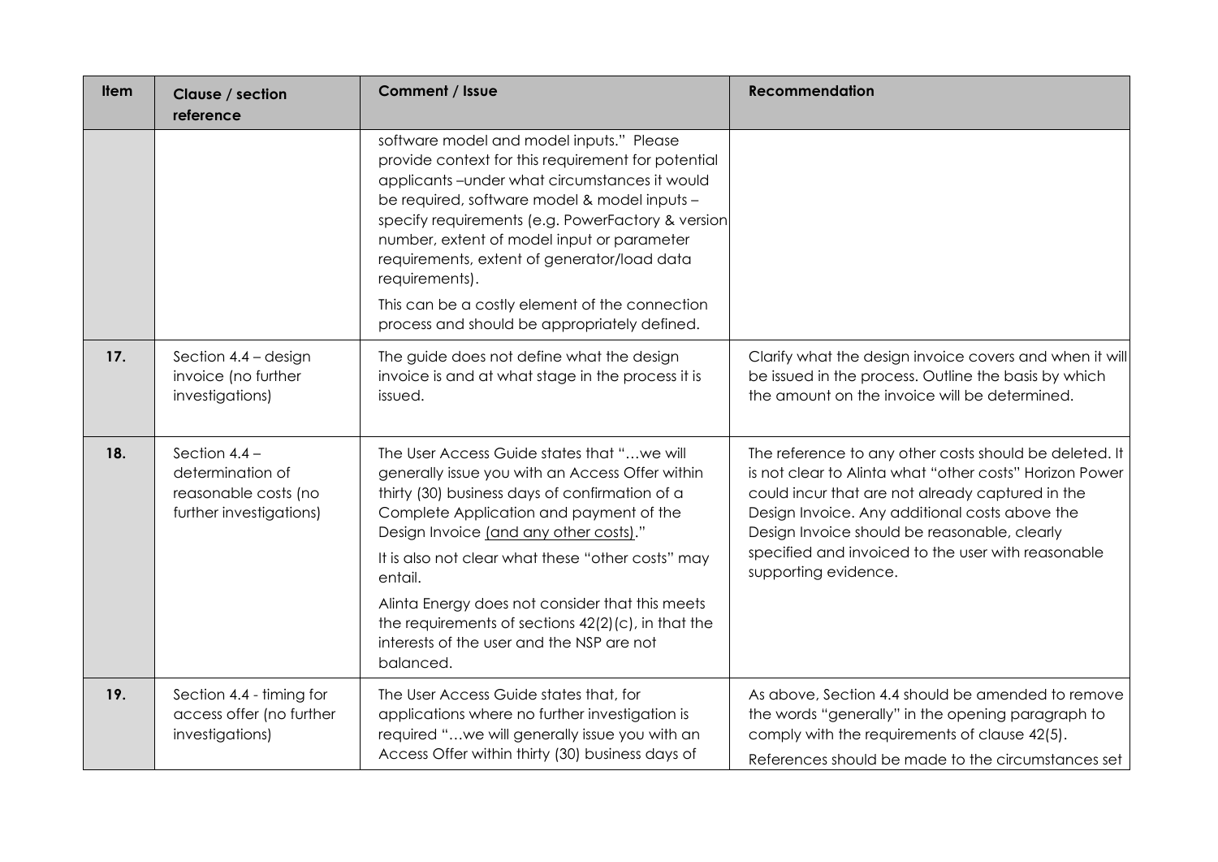| Item | Clause / section reference | Comment / Issue | Recommendation |
|---|---|---|---|
| | | software model and model inputs." Please provide context for this requirement for potential applicants –under what circumstances it would be required, software model & model inputs – specify requirements (e.g. PowerFactory & version number, extent of model input or parameter requirements, extent of generator/load data requirements).<br><br>This can be a costly element of the connection process and should be appropriately defined. | |
| **17.** | Section 4.4 – design invoice (no further investigations) | The guide does not define what the design invoice is and at what stage in the process it is issued. | Clarify what the design invoice covers and when it will be issued in the process. Outline the basis by which the amount on the invoice will be determined. |
| **18.** | Section 4.4 – determination of reasonable costs (no further investigations) | The User Access Guide states that "…we will generally issue you with an Access Offer within thirty (30) business days of confirmation of a Complete Application and payment of the Design Invoice <u>(and any other costs)</u>."<br><br>It is also not clear what these "other costs" may entail.<br><br>Alinta Energy does not consider that this meets the requirements of sections 42(2)(c), in that the interests of the user and the NSP are not balanced. | The reference to any other costs should be deleted. It is not clear to Alinta what "other costs" Horizon Power could incur that are not already captured in the Design Invoice. Any additional costs above the Design Invoice should be reasonable, clearly specified and invoiced to the user with reasonable supporting evidence. |
| **19.** | Section 4.4 - timing for access offer (no further investigations) | The User Access Guide states that, for applications where no further investigation is required "…we will generally issue you with an Access Offer within thirty (30) business days of | As above, Section 4.4 should be amended to remove the words "generally" in the opening paragraph to comply with the requirements of clause 42(5).<br><br>References should be made to the circumstances set |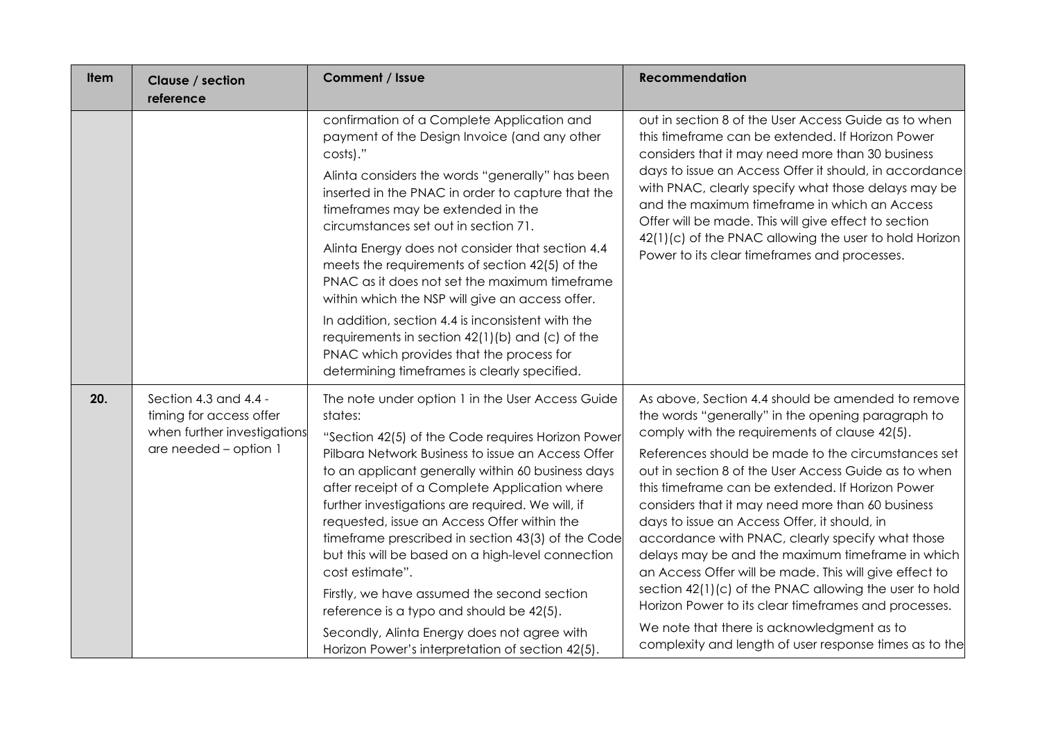| Item | Clause / section reference | Comment / Issue | Recommendation |
|---|---|---|---|
| | | confirmation of a Complete Application and payment of the Design Invoice (and any other costs)."<br><br>Alinta considers the words "generally" has been inserted in the PNAC in order to capture that the timeframes may be extended in the circumstances set out in section 71.<br><br>Alinta Energy does not consider that section 4.4 meets the requirements of section 42(5) of the PNAC as it does not set the maximum timeframe within which the NSP will give an access offer.<br><br>In addition, section 4.4 is inconsistent with the requirements in section 42(1)(b) and (c) of the PNAC which provides that the process for determining timeframes is clearly specified. | out in section 8 of the User Access Guide as to when this timeframe can be extended. If Horizon Power considers that it may need more than 30 business days to issue an Access Offer it should, in accordance with PNAC, clearly specify what those delays may be and the maximum timeframe in which an Access Offer will be made. This will give effect to section 42(1)(c) of the PNAC allowing the user to hold Horizon Power to its clear timeframes and processes. |
| **20.** | Section 4.3 and 4.4 - timing for access offer when further investigations are needed – option 1 | The note under option 1 in the User Access Guide states:<br><br>"Section 42(5) of the Code requires Horizon Power Pilbara Network Business to issue an Access Offer to an applicant generally within 60 business days after receipt of a Complete Application where further investigations are required. We will, if requested, issue an Access Offer within the timeframe prescribed in section 43(3) of the Code but this will be based on a high-level connection cost estimate".<br><br>Firstly, we have assumed the second section reference is a typo and should be 42(5).<br><br>Secondly, Alinta Energy does not agree with Horizon Power's interpretation of section 42(5). | As above, Section 4.4 should be amended to remove the words "generally" in the opening paragraph to comply with the requirements of clause 42(5).<br><br>References should be made to the circumstances set out in section 8 of the User Access Guide as to when this timeframe can be extended. If Horizon Power considers that it may need more than 60 business days to issue an Access Offer, it should, in accordance with PNAC, clearly specify what those delays may be and the maximum timeframe in which an Access Offer will be made. This will give effect to section 42(1)(c) of the PNAC allowing the user to hold Horizon Power to its clear timeframes and processes.<br><br>We note that there is acknowledgment as to complexity and length of user response times as to the |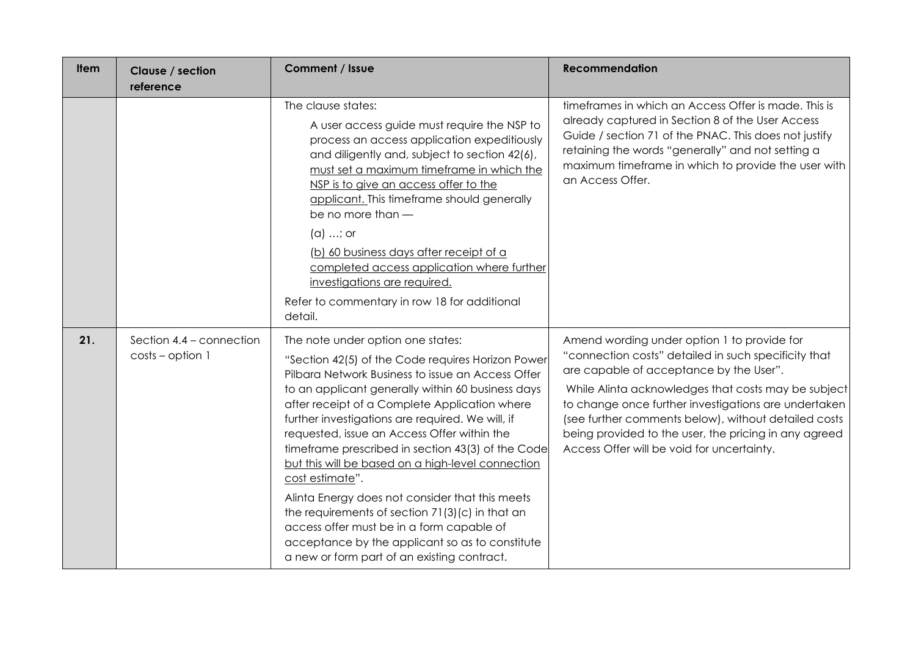| Item | Clause / section reference | Comment / Issue | Recommendation |
|---|---|---|---|
| | | The clause states:<br><br>A user access guide must require the NSP to process an access application expeditiously and diligently and, subject to section 42(6), <u>must set a maximum timeframe in which the NSP is to give an access offer to the applicant.</u> This timeframe should generally be no more than —<br><br>(a) …; or<br><br><u>(b) 60 business days after receipt of a completed access application where further investigations are required.</u><br><br>Refer to commentary in row 18 for additional detail. | timeframes in which an Access Offer is made. This is already captured in Section 8 of the User Access Guide / section 71 of the PNAC. This does not justify retaining the words "generally" and not setting a maximum timeframe in which to provide the user with an Access Offer. |
| **21.** | Section 4.4 – connection costs – option 1 | The note under option one states:<br><br>"Section 42(5) of the Code requires Horizon Power Pilbara Network Business to issue an Access Offer to an applicant generally within 60 business days after receipt of a Complete Application where further investigations are required. We will, if requested, issue an Access Offer within the timeframe prescribed in section 43(3) of the Code <u>but this will be based on a high-level connection cost estimate</u>".<br><br>Alinta Energy does not consider that this meets the requirements of section 71(3)(c) in that an access offer must be in a form capable of acceptance by the applicant so as to constitute a new or form part of an existing contract. | Amend wording under option 1 to provide for "connection costs" detailed in such specificity that are capable of acceptance by the User".<br><br>While Alinta acknowledges that costs may be subject to change once further investigations are undertaken (see further comments below), without detailed costs being provided to the user, the pricing in any agreed Access Offer will be void for uncertainty. |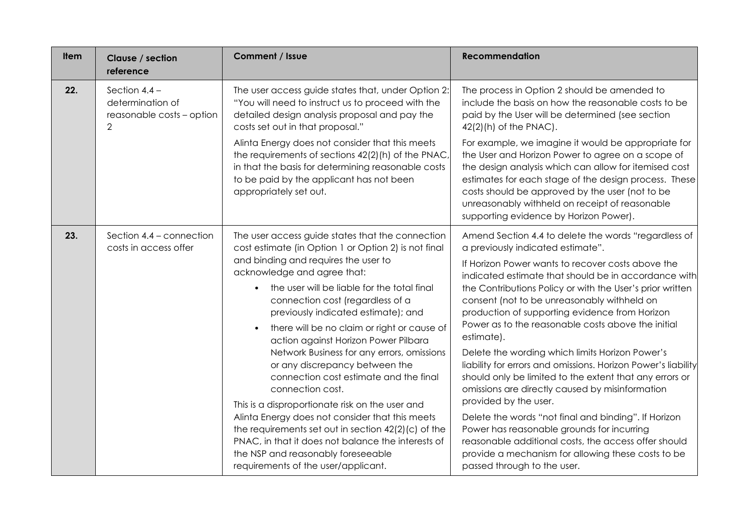| Item | Clause / section reference | Comment / Issue | Recommendation |
|---|---|---|---|
| **22.** | Section 4.4 – determination of reasonable costs – option 2 | The user access guide states that, under Option 2: "You will need to instruct us to proceed with the detailed design analysis proposal and pay the costs set out in that proposal."<br><br>Alinta Energy does not consider that this meets the requirements of sections 42(2)(h) of the PNAC, in that the basis for determining reasonable costs to be paid by the applicant has not been appropriately set out. | The process in Option 2 should be amended to include the basis on how the reasonable costs to be paid by the User will be determined (see section 42(2)(h) of the PNAC).<br><br>For example, we imagine it would be appropriate for the User and Horizon Power to agree on a scope of the design analysis which can allow for itemised cost estimates for each stage of the design process. These costs should be approved by the user (not to be unreasonably withheld on receipt of reasonable supporting evidence by Horizon Power). |
| **23.** | Section 4.4 – connection costs in access offer | The user access guide states that the connection cost estimate (in Option 1 or Option 2) is not final and binding and requires the user to acknowledge and agree that:<br>• the user will be liable for the total final connection cost (regardless of a previously indicated estimate); and<br>• there will be no claim or right or cause of action against Horizon Power Pilbara Network Business for any errors, omissions or any discrepancy between the connection cost estimate and the final connection cost.<br><br>This is a disproportionate risk on the user and Alinta Energy does not consider that this meets the requirements set out in section 42(2)(c) of the PNAC, in that it does not balance the interests of the NSP and reasonably foreseeable requirements of the user/applicant. | Amend Section 4.4 to delete the words "regardless of a previously indicated estimate".<br><br>If Horizon Power wants to recover costs above the indicated estimate that should be in accordance with the Contributions Policy or with the User's prior written consent (not to be unreasonably withheld on production of supporting evidence from Horizon Power as to the reasonable costs above the initial estimate).<br><br>Delete the wording which limits Horizon Power's liability for errors and omissions. Horizon Power's liability should only be limited to the extent that any errors or omissions are directly caused by misinformation provided by the user.<br><br>Delete the words "not final and binding". If Horizon Power has reasonable grounds for incurring reasonable additional costs, the access offer should provide a mechanism for allowing these costs to be passed through to the user. |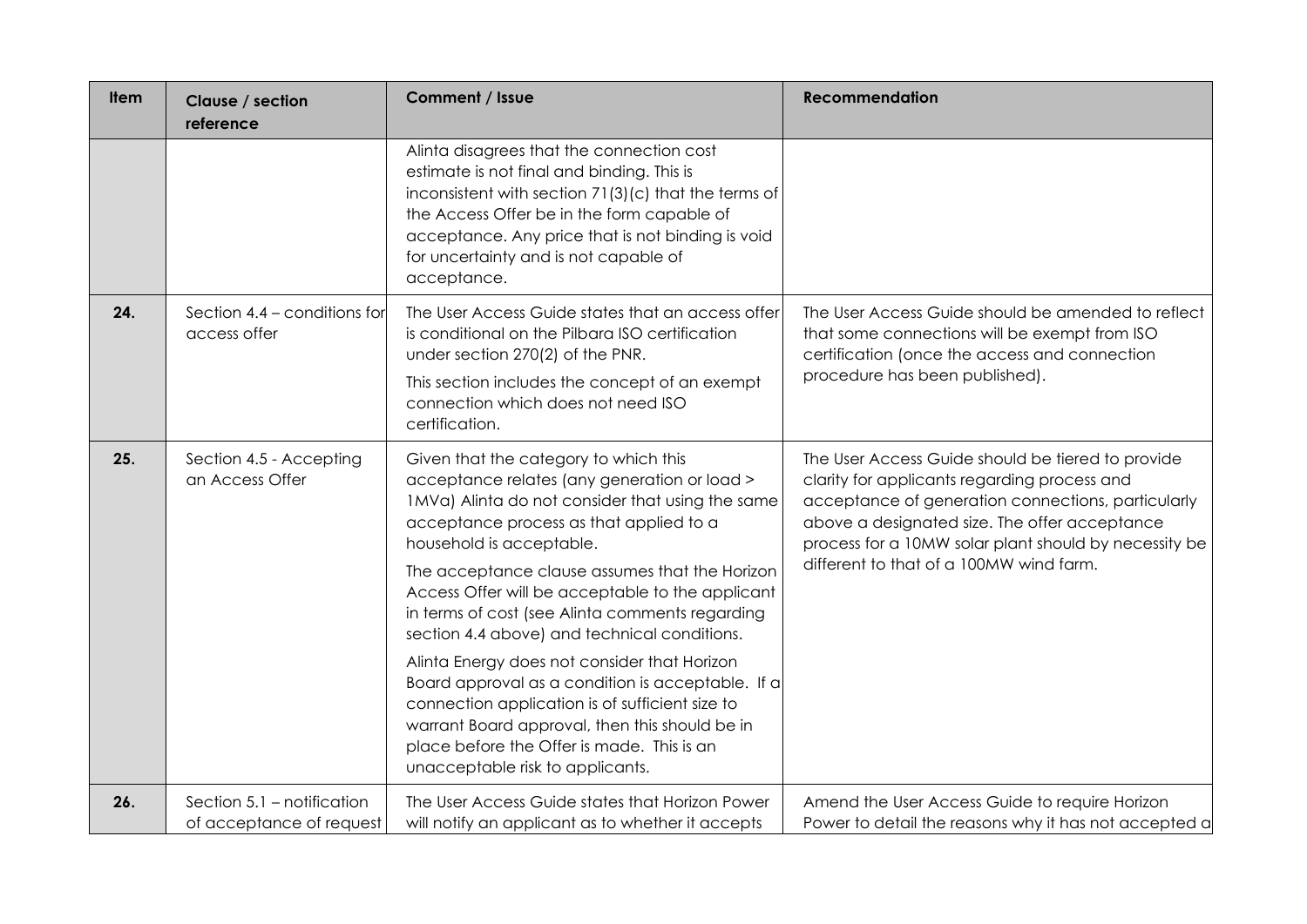| Item | Clause / section reference | Comment / Issue | Recommendation |
|---|---|---|---|
| | | Alinta disagrees that the connection cost estimate is not final and binding. This is inconsistent with section 71(3)(c) that the terms of the Access Offer be in the form capable of acceptance. Any price that is not binding is void for uncertainty and is not capable of acceptance. | |
| **24.** | Section 4.4 – conditions for access offer | The User Access Guide states that an access offer is conditional on the Pilbara ISO certification under section 270(2) of the PNR.<br><br>This section includes the concept of an exempt connection which does not need ISO certification. | The User Access Guide should be amended to reflect that some connections will be exempt from ISO certification (once the access and connection procedure has been published). |
| **25.** | Section 4.5 - Accepting an Access Offer | Given that the category to which this acceptance relates (any generation or load > 1MVa) Alinta do not consider that using the same acceptance process as that applied to a household is acceptable.<br><br>The acceptance clause assumes that the Horizon Access Offer will be acceptable to the applicant in terms of cost (see Alinta comments regarding section 4.4 above) and technical conditions.<br><br>Alinta Energy does not consider that Horizon Board approval as a condition is acceptable. If a connection application is of sufficient size to warrant Board approval, then this should be in place before the Offer is made. This is an unacceptable risk to applicants. | The User Access Guide should be tiered to provide clarity for applicants regarding process and acceptance of generation connections, particularly above a designated size. The offer acceptance process for a 10MW solar plant should by necessity be different to that of a 100MW wind farm. |
| **26.** | Section 5.1 – notification of acceptance of request | The User Access Guide states that Horizon Power will notify an applicant as to whether it accepts | Amend the User Access Guide to require Horizon Power to detail the reasons why it has not accepted a |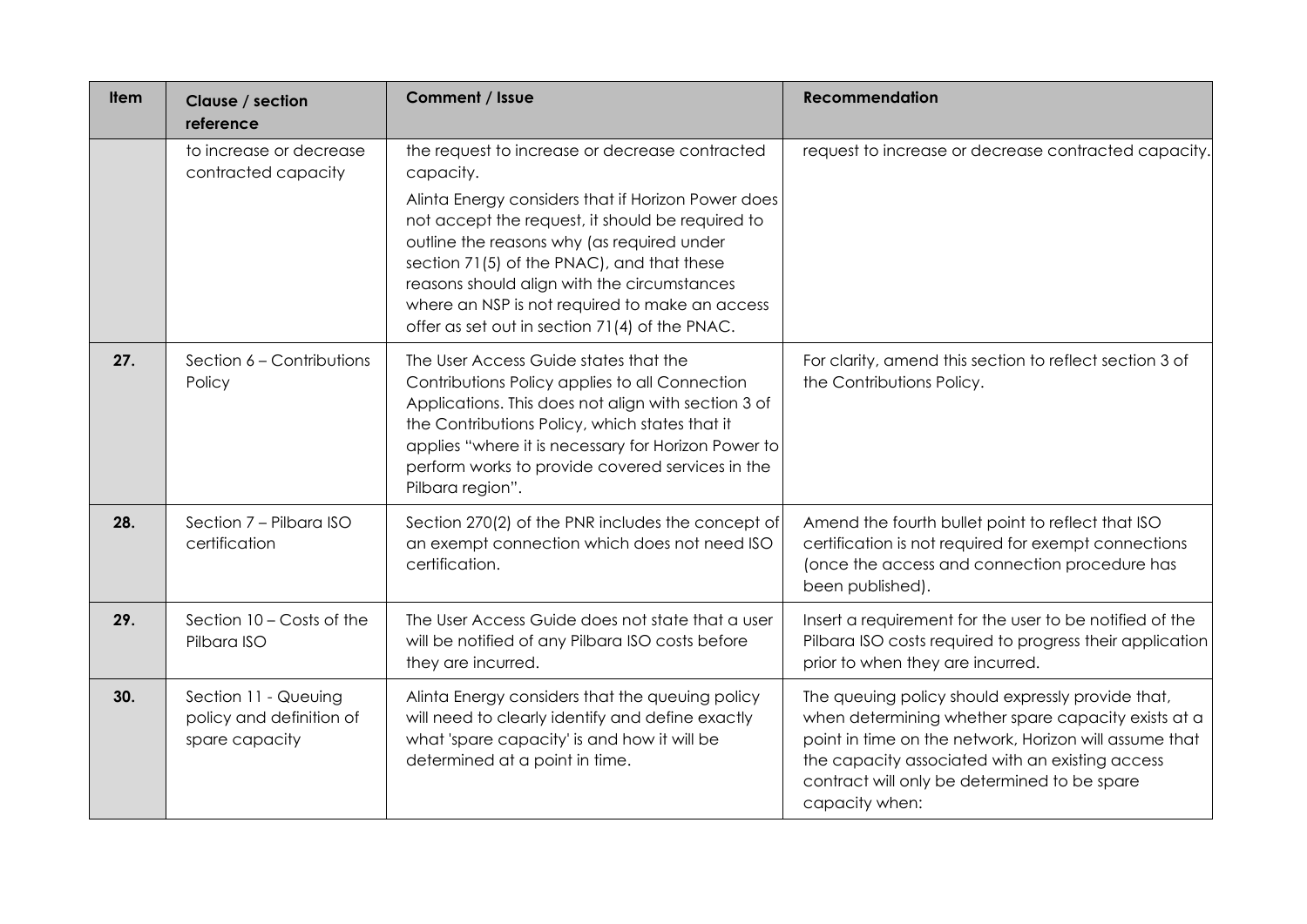| Item | Clause / section reference | Comment / Issue | Recommendation |
|---|---|---|---|
| | to increase or decrease contracted capacity | the request to increase or decrease contracted capacity.<br><br>Alinta Energy considers that if Horizon Power does not accept the request, it should be required to outline the reasons why (as required under section 71(5) of the PNAC), and that these reasons should align with the circumstances where an NSP is not required to make an access offer as set out in section 71(4) of the PNAC. | request to increase or decrease contracted capacity. |
| **27.** | Section 6 – Contributions Policy | The User Access Guide states that the Contributions Policy applies to all Connection Applications. This does not align with section 3 of the Contributions Policy, which states that it applies "where it is necessary for Horizon Power to perform works to provide covered services in the Pilbara region". | For clarity, amend this section to reflect section 3 of the Contributions Policy. |
| **28.** | Section 7 – Pilbara ISO certification | Section 270(2) of the PNR includes the concept of an exempt connection which does not need ISO certification. | Amend the fourth bullet point to reflect that ISO certification is not required for exempt connections (once the access and connection procedure has been published). |
| **29.** | Section 10 – Costs of the Pilbara ISO | The User Access Guide does not state that a user will be notified of any Pilbara ISO costs before they are incurred. | Insert a requirement for the user to be notified of the Pilbara ISO costs required to progress their application prior to when they are incurred. |
| **30.** | Section 11 - Queuing policy and definition of spare capacity | Alinta Energy considers that the queuing policy will need to clearly identify and define exactly what 'spare capacity' is and how it will be determined at a point in time. | The queuing policy should expressly provide that, when determining whether spare capacity exists at a point in time on the network, Horizon will assume that the capacity associated with an existing access contract will only be determined to be spare capacity when: |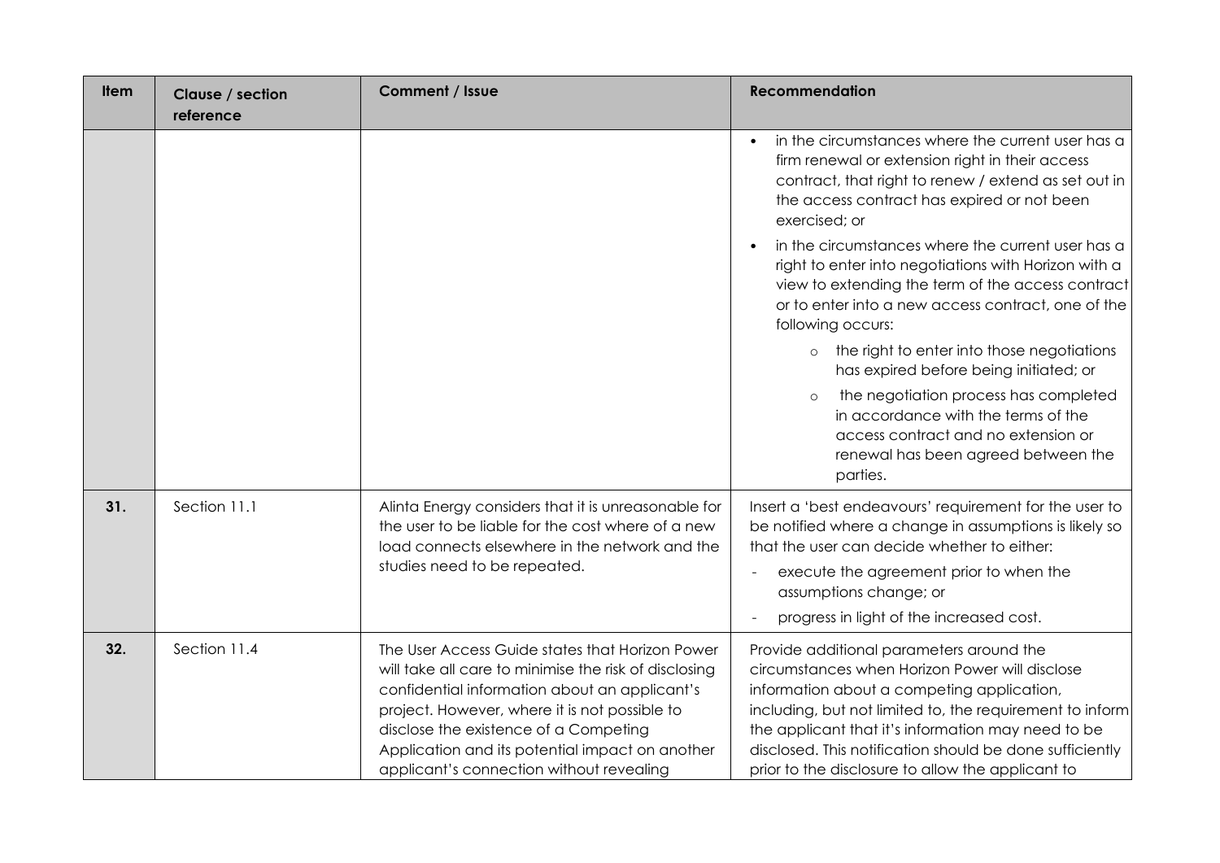| Item | Clause / section reference | Comment / Issue | Recommendation |
|---|---|---|---|
| | | | • in the circumstances where the current user has a firm renewal or extension right in their access contract, that right to renew / extend as set out in the access contract has expired or not been exercised; or<br>• in the circumstances where the current user has a right to enter into negotiations with Horizon with a view to extending the term of the access contract or to enter into a new access contract, one of the following occurs:<br>  ○ the right to enter into those negotiations has expired before being initiated; or<br>  ○ the negotiation process has completed in accordance with the terms of the access contract and no extension or renewal has been agreed between the parties. |
| **31.** | Section 11.1 | Alinta Energy considers that it is unreasonable for the user to be liable for the cost where of a new load connects elsewhere in the network and the studies need to be repeated. | Insert a 'best endeavours' requirement for the user to be notified where a change in assumptions is likely so that the user can decide whether to either:<br>- execute the agreement prior to when the assumptions change; or<br>- progress in light of the increased cost. |
| **32.** | Section 11.4 | The User Access Guide states that Horizon Power will take all care to minimise the risk of disclosing confidential information about an applicant's project. However, where it is not possible to disclose the existence of a Competing Application and its potential impact on another applicant's connection without revealing | Provide additional parameters around the circumstances when Horizon Power will disclose information about a competing application, including, but not limited to, the requirement to inform the applicant that it's information may need to be disclosed. This notification should be done sufficiently prior to the disclosure to allow the applicant to |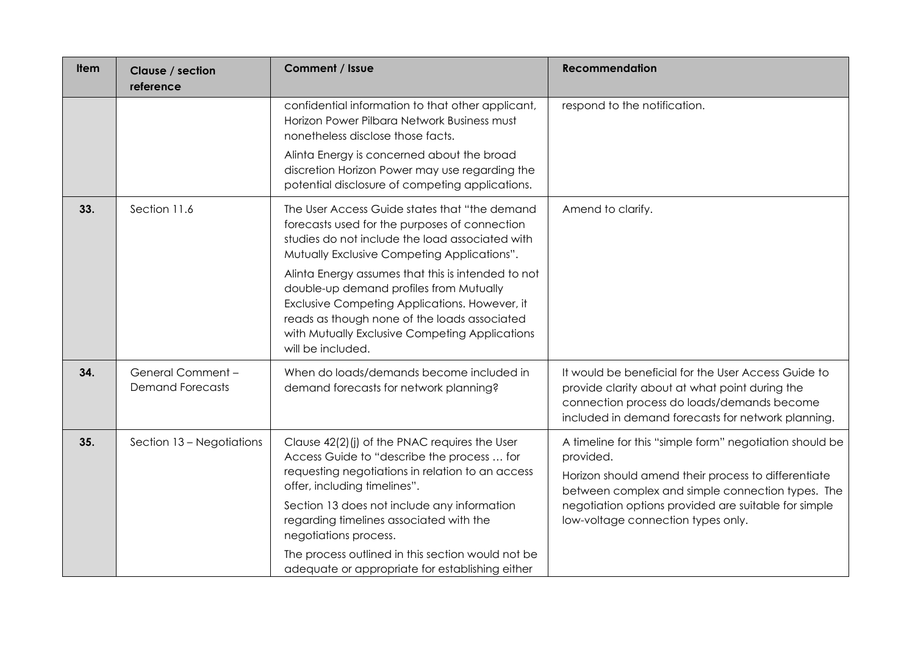| Item | Clause / section reference | Comment / Issue | Recommendation |
|---|---|---|---|
| | | confidential information to that other applicant, Horizon Power Pilbara Network Business must nonetheless disclose those facts.<br><br>Alinta Energy is concerned about the broad discretion Horizon Power may use regarding the potential disclosure of competing applications. | respond to the notification. |
| **33.** | Section 11.6 | The User Access Guide states that "the demand forecasts used for the purposes of connection studies do not include the load associated with Mutually Exclusive Competing Applications".<br><br>Alinta Energy assumes that this is intended to not double-up demand profiles from Mutually Exclusive Competing Applications. However, it reads as though none of the loads associated with Mutually Exclusive Competing Applications will be included. | Amend to clarify. |
| **34.** | General Comment – Demand Forecasts | When do loads/demands become included in demand forecasts for network planning? | It would be beneficial for the User Access Guide to provide clarity about at what point during the connection process do loads/demands become included in demand forecasts for network planning. |
| **35.** | Section 13 – Negotiations | Clause 42(2)(j) of the PNAC requires the User Access Guide to "describe the process … for requesting negotiations in relation to an access offer, including timelines".<br><br>Section 13 does not include any information regarding timelines associated with the negotiations process.<br><br>The process outlined in this section would not be adequate or appropriate for establishing either | A timeline for this "simple form" negotiation should be provided.<br><br>Horizon should amend their process to differentiate between complex and simple connection types. The negotiation options provided are suitable for simple low-voltage connection types only. |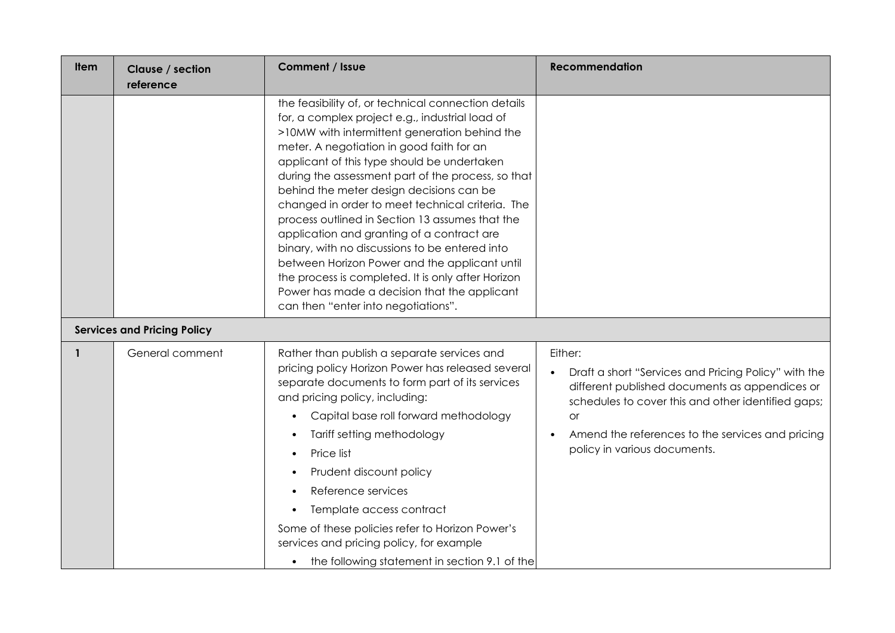| Item | Clause / section reference | Comment / Issue | Recommendation |
|---|---|---|---|
| | | the feasibility of, or technical connection details for, a complex project e.g., industrial load of >10MW with intermittent generation behind the meter. A negotiation in good faith for an applicant of this type should be undertaken during the assessment part of the process, so that behind the meter design decisions can be changed in order to meet technical criteria. The process outlined in Section 13 assumes that the application and granting of a contract are binary, with no discussions to be entered into between Horizon Power and the applicant until the process is completed. It is only after Horizon Power has made a decision that the applicant can then "enter into negotiations". | |
| **Services and Pricing Policy** | | | |
| 1 | General comment | Rather than publish a separate services and pricing policy Horizon Power has released several separate documents to form part of its services and pricing policy, including:<br>• Capital base roll forward methodology<br>• Tariff setting methodology<br>• Price list<br>• Prudent discount policy<br>• Reference services<br>• Template access contract<br><br>Some of these policies refer to Horizon Power's services and pricing policy, for example<br>• the following statement in section 9.1 of the | Either:<br>• Draft a short "Services and Pricing Policy" with the different published documents as appendices or schedules to cover this and other identified gaps; or<br>• Amend the references to the services and pricing policy in various documents. |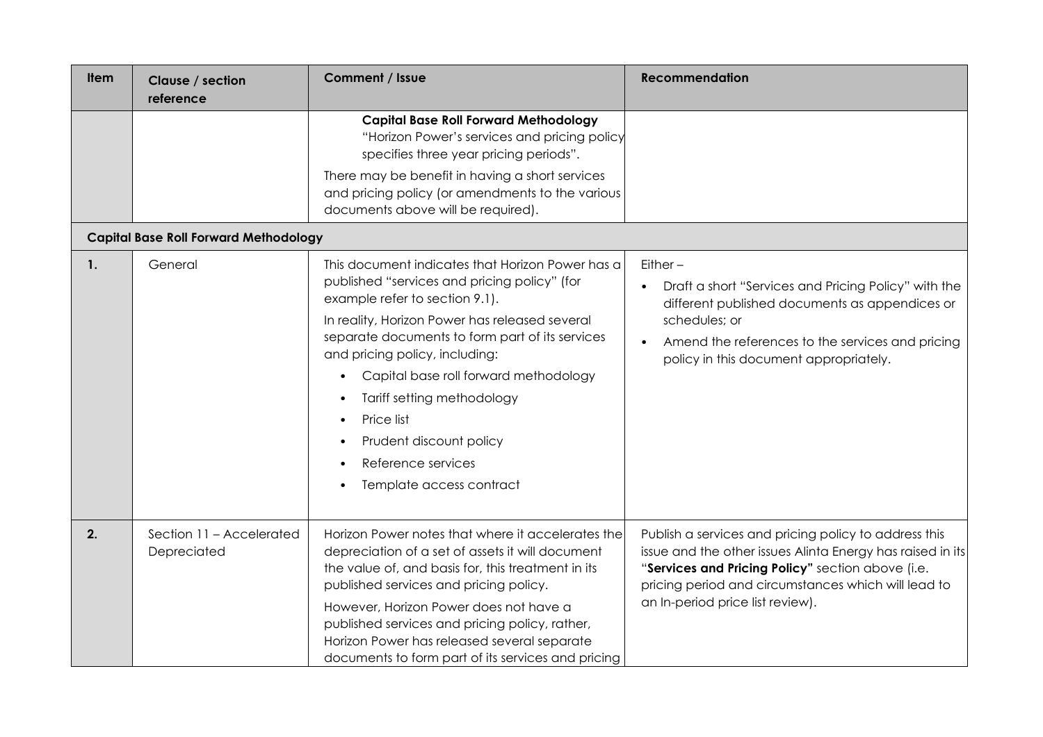| Item | Clause / section reference | Comment / Issue | Recommendation |
|---|---|---|---|
| | | **Capital Base Roll Forward Methodology** "Horizon Power's services and pricing policy specifies three year pricing periods". There may be benefit in having a short services and pricing policy (or amendments to the various documents above will be required). | |
| **Capital Base Roll Forward Methodology** | | | |
| **1.** | General | This document indicates that Horizon Power has a published "services and pricing policy" (for example refer to section 9.1). In reality, Horizon Power has released several separate documents to form part of its services and pricing policy, including: • Capital base roll forward methodology • Tariff setting methodology • Price list • Prudent discount policy • Reference services • Template access contract | Either – • Draft a short "Services and Pricing Policy" with the different published documents as appendices or schedules; or • Amend the references to the services and pricing policy in this document appropriately. |
| **2.** | Section 11 – Accelerated Depreciated | Horizon Power notes that where it accelerates the depreciation of a set of assets it will document the value of, and basis for, this treatment in its published services and pricing policy. However, Horizon Power does not have a published services and pricing policy, rather, Horizon Power has released several separate documents to form part of its services and pricing | Publish a services and pricing policy to address this issue and the other issues Alinta Energy has raised in its "**Services and Pricing Policy"** section above (i.e. pricing period and circumstances which will lead to an In-period price list review). |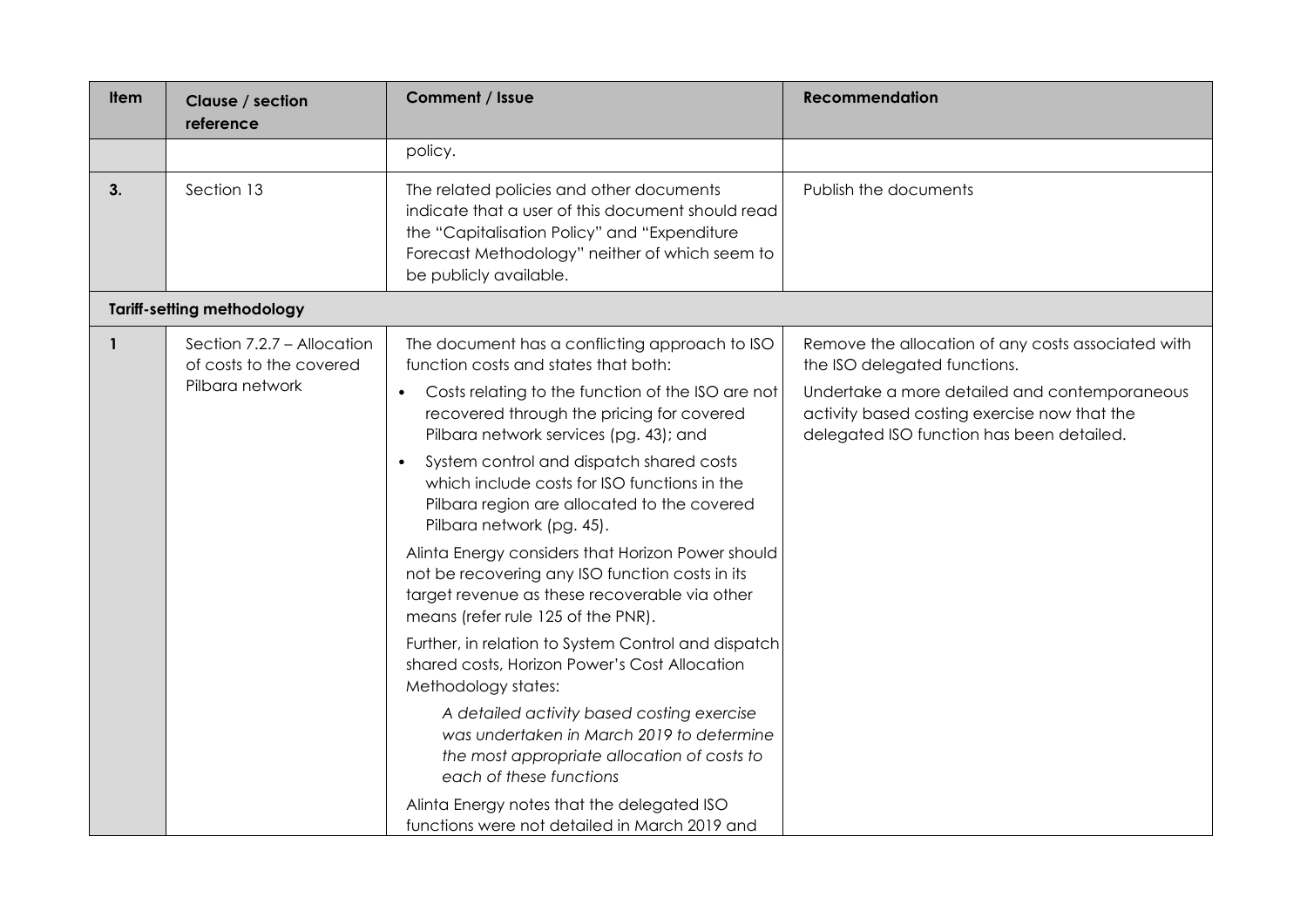| Item | Clause / section reference | Comment / Issue | Recommendation |
|---|---|---|---|
| | | policy. | |
| 3. | Section 13 | The related policies and other documents indicate that a user of this document should read the "Capitalisation Policy" and "Expenditure Forecast Methodology" neither of which seem to be publicly available. | Publish the documents |
| **Tariff-setting methodology** | | | |
| 1 | Section 7.2.7 – Allocation of costs to the covered Pilbara network | The document has a conflicting approach to ISO function costs and states that both:<br>• Costs relating to the function of the ISO are not recovered through the pricing for covered Pilbara network services (pg. 43); and<br>• System control and dispatch shared costs which include costs for ISO functions in the Pilbara region are allocated to the covered Pilbara network (pg. 45).<br><br>Alinta Energy considers that Horizon Power should not be recovering any ISO function costs in its target revenue as these recoverable via other means (refer rule 125 of the PNR).<br><br>Further, in relation to System Control and dispatch shared costs, Horizon Power's Cost Allocation Methodology states:<br><br>*A detailed activity based costing exercise was undertaken in March 2019 to determine the most appropriate allocation of costs to each of these functions*<br><br>Alinta Energy notes that the delegated ISO functions were not detailed in March 2019 and | Remove the allocation of any costs associated with the ISO delegated functions.<br><br>Undertake a more detailed and contemporaneous activity based costing exercise now that the delegated ISO function has been detailed. |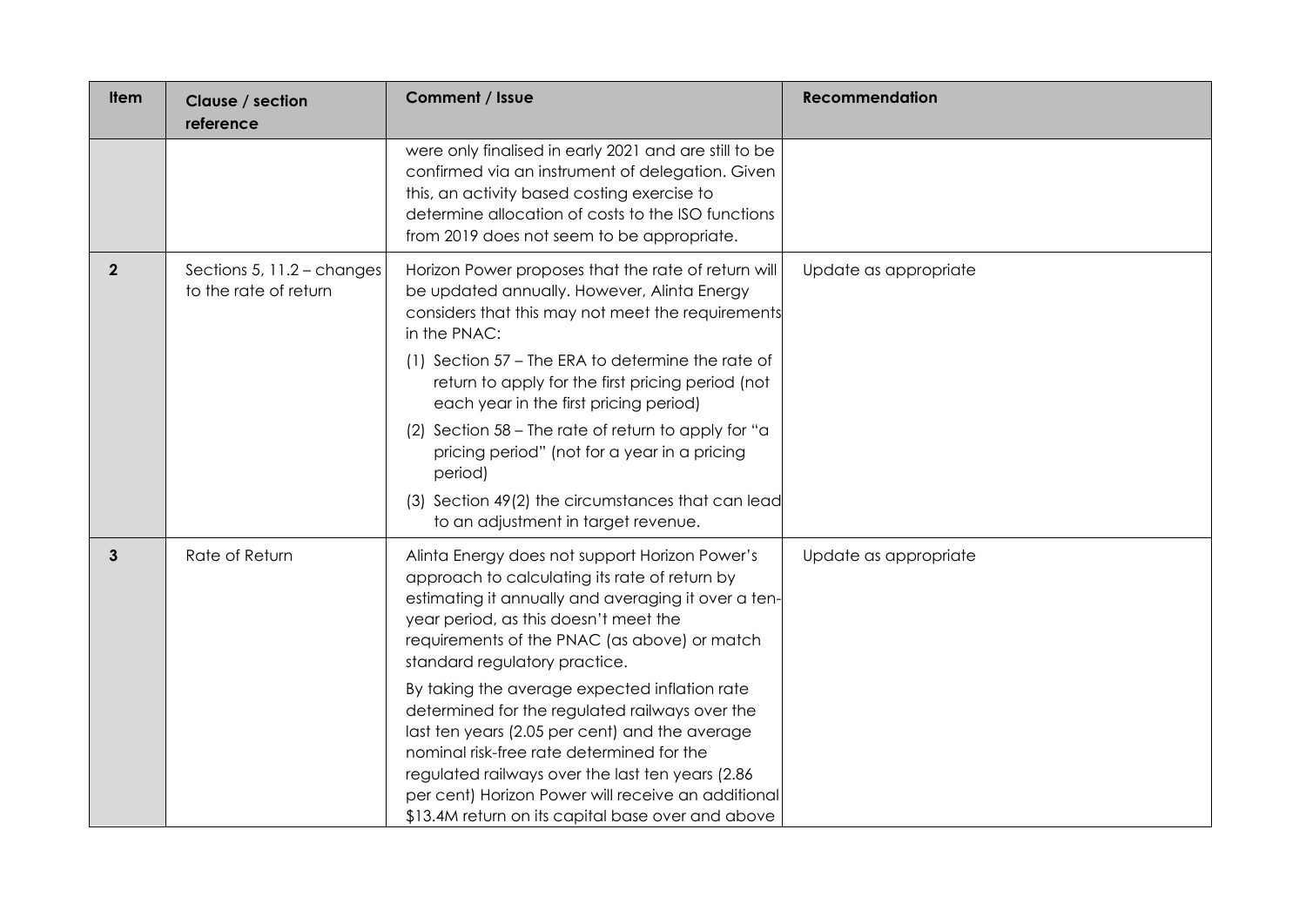| Item | Clause / section reference | Comment / Issue | Recommendation |
|---|---|---|---|
| | | were only finalised in early 2021 and are still to be confirmed via an instrument of delegation. Given this, an activity based costing exercise to determine allocation of costs to the ISO functions from 2019 does not seem to be appropriate. | |
| **2** | Sections 5, 11.2 – changes to the rate of return | Horizon Power proposes that the rate of return will be updated annually. However, Alinta Energy considers that this may not meet the requirements in the PNAC:<br>(1) Section 57 – The ERA to determine the rate of return to apply for the first pricing period (not each year in the first pricing period)<br>(2) Section 58 – The rate of return to apply for "a pricing period" (not for a year in a pricing period)<br>(3) Section 49(2) the circumstances that can lead to an adjustment in target revenue. | Update as appropriate |
| **3** | Rate of Return | Alinta Energy does not support Horizon Power's approach to calculating its rate of return by estimating it annually and averaging it over a ten-year period, as this doesn't meet the requirements of the PNAC (as above) or match standard regulatory practice.<br>By taking the average expected inflation rate determined for the regulated railways over the last ten years (2.05 per cent) and the average nominal risk-free rate determined for the regulated railways over the last ten years (2.86 per cent) Horizon Power will receive an additional $13.4M return on its capital base over and above | Update as appropriate |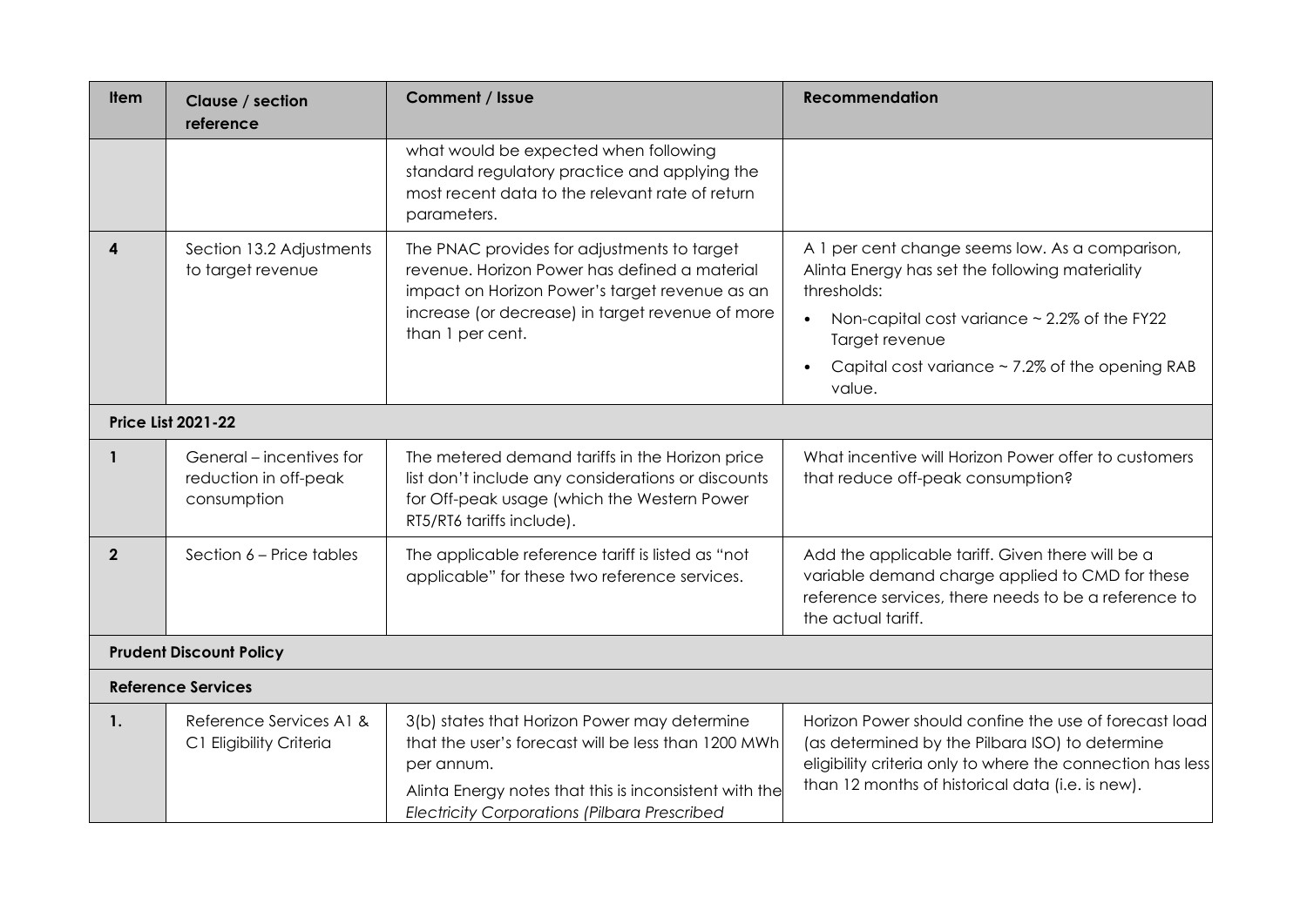| Item | Clause / section reference | Comment / Issue | Recommendation |
|---|---|---|---|
| | | what would be expected when following standard regulatory practice and applying the most recent data to the relevant rate of return parameters. | |
| **4** | Section 13.2 Adjustments to target revenue | The PNAC provides for adjustments to target revenue. Horizon Power has defined a material impact on Horizon Power's target revenue as an increase (or decrease) in target revenue of more than 1 per cent. | A 1 per cent change seems low. As a comparison, Alinta Energy has set the following materiality thresholds:<br>• Non-capital cost variance ~ 2.2% of the FY22 Target revenue<br>• Capital cost variance ~ 7.2% of the opening RAB value. |
| **Price List 2021-22** | | | |
| **1** | General – incentives for reduction in off-peak consumption | The metered demand tariffs in the Horizon price list don't include any considerations or discounts for Off-peak usage (which the Western Power RT5/RT6 tariffs include). | What incentive will Horizon Power offer to customers that reduce off-peak consumption? |
| **2** | Section 6 – Price tables | The applicable reference tariff is listed as "not applicable" for these two reference services. | Add the applicable tariff. Given there will be a variable demand charge applied to CMD for these reference services, there needs to be a reference to the actual tariff. |
| **Prudent Discount Policy** | | | |
| **Reference Services** | | | |
| **1.** | Reference Services A1 & C1 Eligibility Criteria | 3(b) states that Horizon Power may determine that the user's forecast will be less than 1200 MWh per annum.<br>Alinta Energy notes that this is inconsistent with the *Electricity Corporations (Pilbara Prescribed* | Horizon Power should confine the use of forecast load (as determined by the Pilbara ISO) to determine eligibility criteria only to where the connection has less than 12 months of historical data (i.e. is new). |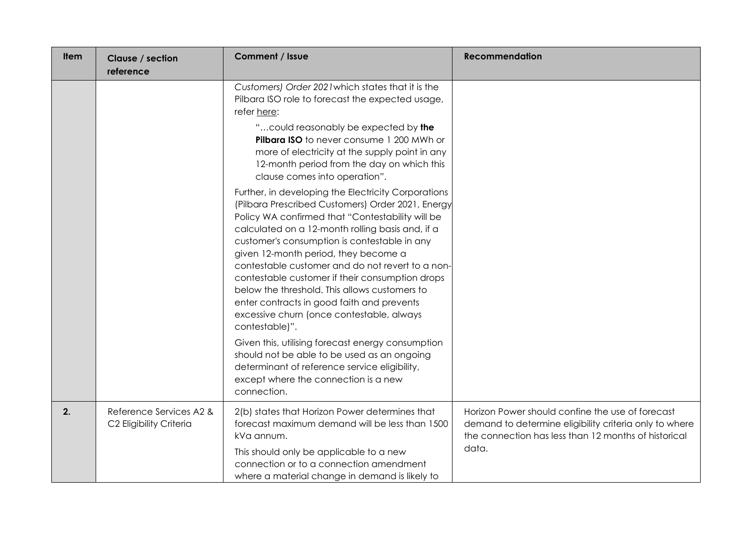| Item | Clause / section reference | Comment / Issue | Recommendation |
|---|---|---|---|
| | | *Customers) Order 2021* which states that it is the Pilbara ISO role to forecast the expected usage, refer here:<br><br>"…could reasonably be expected by **the Pilbara ISO** to never consume 1 200 MWh or more of electricity at the supply point in any 12-month period from the day on which this clause comes into operation".<br><br>Further, in developing the Electricity Corporations (Pilbara Prescribed Customers) Order 2021, Energy Policy WA confirmed that "Contestability will be calculated on a 12-month rolling basis and, if a customer's consumption is contestable in any given 12-month period, they become a contestable customer and do not revert to a non-contestable customer if their consumption drops below the threshold. This allows customers to enter contracts in good faith and prevents excessive churn (once contestable, always contestable)".<br><br>Given this, utilising forecast energy consumption should not be able to be used as an ongoing determinant of reference service eligibility, except where the connection is a new connection. | |
| **2.** | Reference Services A2 & C2 Eligibility Criteria | 2(b) states that Horizon Power determines that forecast maximum demand will be less than 1500 kVa annum.<br><br>This should only be applicable to a new connection or to a connection amendment where a material change in demand is likely to | Horizon Power should confine the use of forecast demand to determine eligibility criteria only to where the connection has less than 12 months of historical data. |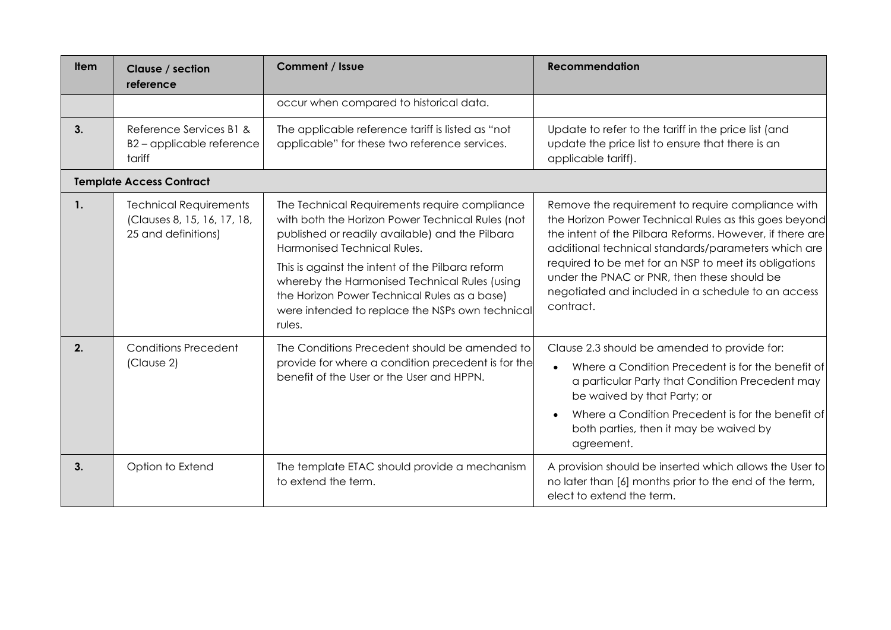| Item | Clause / section reference | Comment / Issue | Recommendation |
|---|---|---|---|
| | | occur when compared to historical data. | |
| 3. | Reference Services B1 & B2 – applicable reference tariff | The applicable reference tariff is listed as "not applicable" for these two reference services. | Update to refer to the tariff in the price list (and update the price list to ensure that there is an applicable tariff). |
| **Template Access Contract** | | | |
| 1. | Technical Requirements (Clauses 8, 15, 16, 17, 18, 25 and definitions) | The Technical Requirements require compliance with both the Horizon Power Technical Rules (not published or readily available) and the Pilbara Harmonised Technical Rules.<br><br>This is against the intent of the Pilbara reform whereby the Harmonised Technical Rules (using the Horizon Power Technical Rules as a base) were intended to replace the NSPs own technical rules. | Remove the requirement to require compliance with the Horizon Power Technical Rules as this goes beyond the intent of the Pilbara Reforms. However, if there are additional technical standards/parameters which are required to be met for an NSP to meet its obligations under the PNAC or PNR, then these should be negotiated and included in a schedule to an access contract. |
| 2. | Conditions Precedent (Clause 2) | The Conditions Precedent should be amended to provide for where a condition precedent is for the benefit of the User or the User and HPPN. | Clause 2.3 should be amended to provide for:<br>• Where a Condition Precedent is for the benefit of a particular Party that Condition Precedent may be waived by that Party; or<br>• Where a Condition Precedent is for the benefit of both parties, then it may be waived by agreement. |
| 3. | Option to Extend | The template ETAC should provide a mechanism to extend the term. | A provision should be inserted which allows the User to no later than [6] months prior to the end of the term, elect to extend the term. |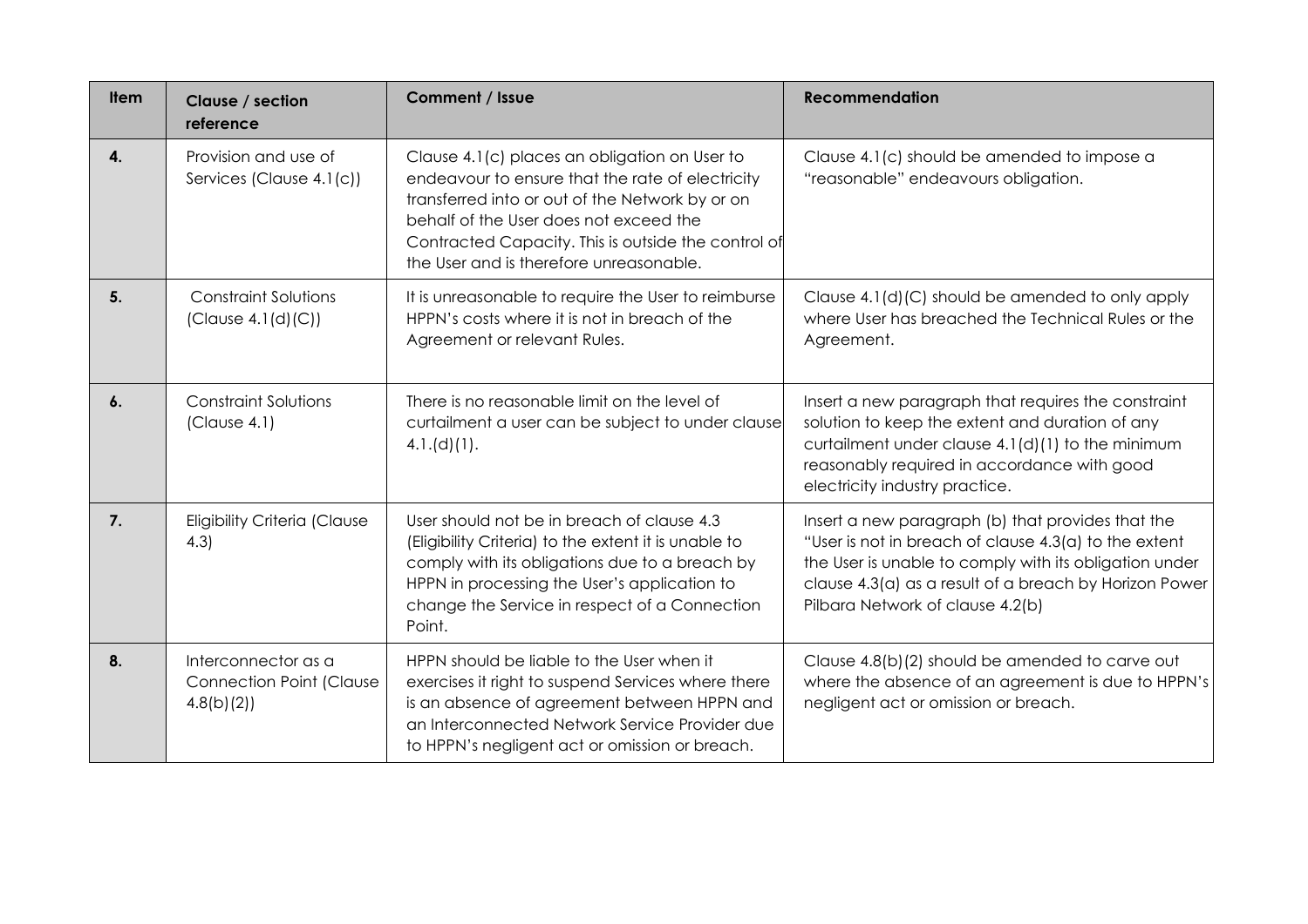| Item | Clause / section reference | Comment / Issue | Recommendation |
|---|---|---|---|
| **4.** | Provision and use of Services (Clause 4.1(c)) | Clause 4.1(c) places an obligation on User to endeavour to ensure that the rate of electricity transferred into or out of the Network by or on behalf of the User does not exceed the Contracted Capacity. This is outside the control of the User and is therefore unreasonable. | Clause 4.1(c) should be amended to impose a "reasonable" endeavours obligation. |
| **5.** | Constraint Solutions (Clause 4.1(d)(C)) | It is unreasonable to require the User to reimburse HPPN's costs where it is not in breach of the Agreement or relevant Rules. | Clause 4.1(d)(C) should be amended to only apply where User has breached the Technical Rules or the Agreement. |
| **6.** | Constraint Solutions (Clause 4.1) | There is no reasonable limit on the level of curtailment a user can be subject to under clause 4.1.(d)(1). | Insert a new paragraph that requires the constraint solution to keep the extent and duration of any curtailment under clause 4.1(d)(1) to the minimum reasonably required in accordance with good electricity industry practice. |
| **7.** | Eligibility Criteria (Clause 4.3) | User should not be in breach of clause 4.3 (Eligibility Criteria) to the extent it is unable to comply with its obligations due to a breach by HPPN in processing the User's application to change the Service in respect of a Connection Point. | Insert a new paragraph (b) that provides that the "User is not in breach of clause 4.3(a) to the extent the User is unable to comply with its obligation under clause 4.3(a) as a result of a breach by Horizon Power Pilbara Network of clause 4.2(b) |
| **8.** | Interconnector as a Connection Point (Clause 4.8(b)(2)) | HPPN should be liable to the User when it exercises it right to suspend Services where there is an absence of agreement between HPPN and an Interconnected Network Service Provider due to HPPN's negligent act or omission or breach. | Clause 4.8(b)(2) should be amended to carve out where the absence of an agreement is due to HPPN's negligent act or omission or breach. |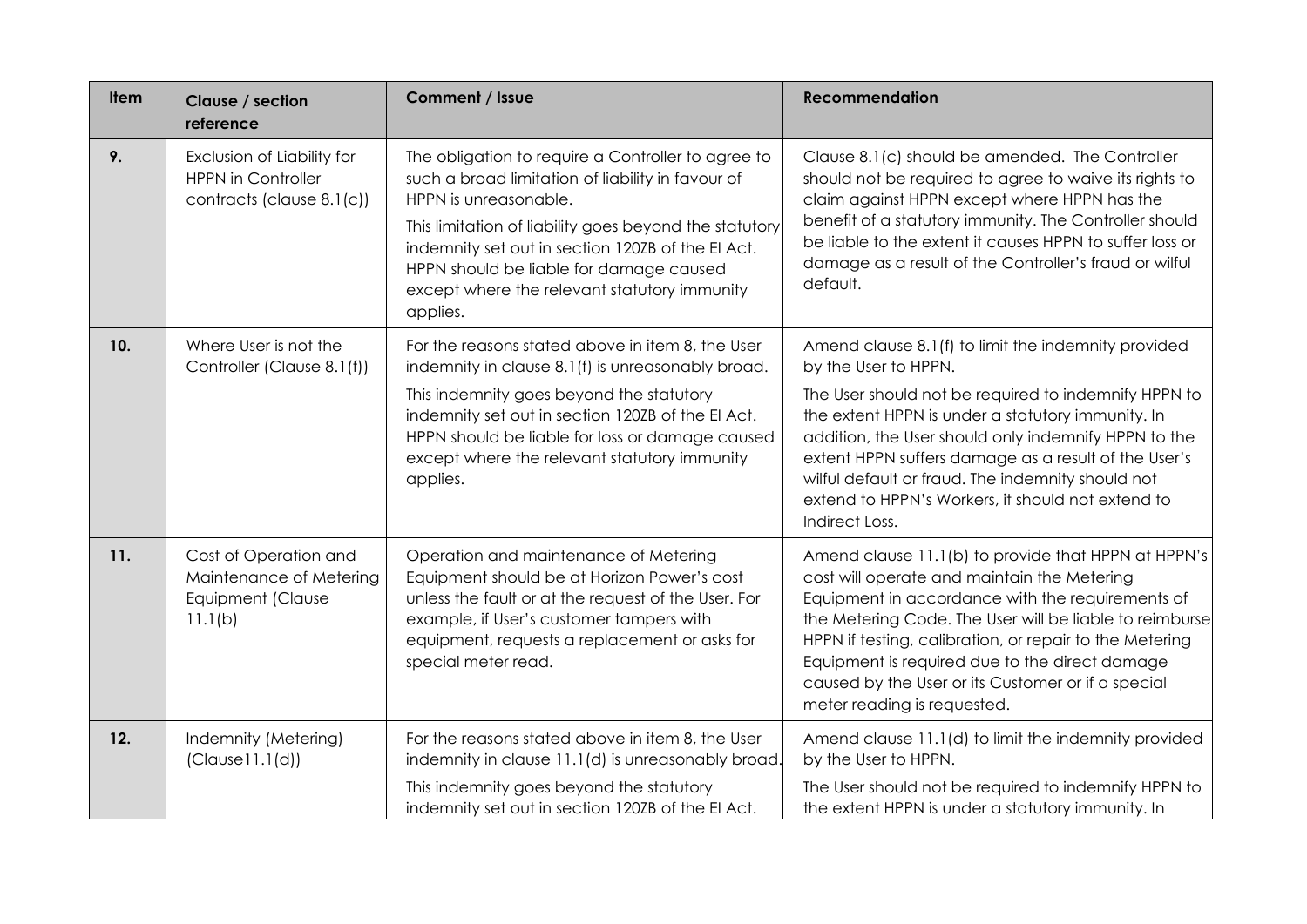| Item | Clause / section reference | Comment / Issue | Recommendation |
|---|---|---|---|
| 9. | Exclusion of Liability for HPPN in Controller contracts (clause 8.1(c)) | The obligation to require a Controller to agree to such a broad limitation of liability in favour of HPPN is unreasonable.<br>This limitation of liability goes beyond the statutory indemnity set out in section 120ZB of the EI Act. HPPN should be liable for damage caused except where the relevant statutory immunity applies. | Clause 8.1(c) should be amended. The Controller should not be required to agree to waive its rights to claim against HPPN except where HPPN has the benefit of a statutory immunity. The Controller should be liable to the extent it causes HPPN to suffer loss or damage as a result of the Controller's fraud or wilful default. |
| 10. | Where User is not the Controller (Clause 8.1(f)) | For the reasons stated above in item 8, the User indemnity in clause 8.1(f) is unreasonably broad.<br>This indemnity goes beyond the statutory indemnity set out in section 120ZB of the EI Act. HPPN should be liable for loss or damage caused except where the relevant statutory immunity applies. | Amend clause 8.1(f) to limit the indemnity provided by the User to HPPN.<br>The User should not be required to indemnify HPPN to the extent HPPN is under a statutory immunity. In addition, the User should only indemnify HPPN to the extent HPPN suffers damage as a result of the User's wilful default or fraud. The indemnity should not extend to HPPN's Workers, it should not extend to Indirect Loss. |
| 11. | Cost of Operation and Maintenance of Metering Equipment (Clause 11.1(b) | Operation and maintenance of Metering Equipment should be at Horizon Power's cost unless the fault or at the request of the User. For example, if User's customer tampers with equipment, requests a replacement or asks for special meter read. | Amend clause 11.1(b) to provide that HPPN at HPPN's cost will operate and maintain the Metering Equipment in accordance with the requirements of the Metering Code. The User will be liable to reimburse HPPN if testing, calibration, or repair to the Metering Equipment is required due to the direct damage caused by the User or its Customer or if a special meter reading is requested. |
| 12. | Indemnity (Metering) (Clause11.1(d)) | For the reasons stated above in item 8, the User indemnity in clause 11.1(d) is unreasonably broad.<br>This indemnity goes beyond the statutory indemnity set out in section 120ZB of the EI Act. | Amend clause 11.1(d) to limit the indemnity provided by the User to HPPN.<br>The User should not be required to indemnify HPPN to the extent HPPN is under a statutory immunity. In |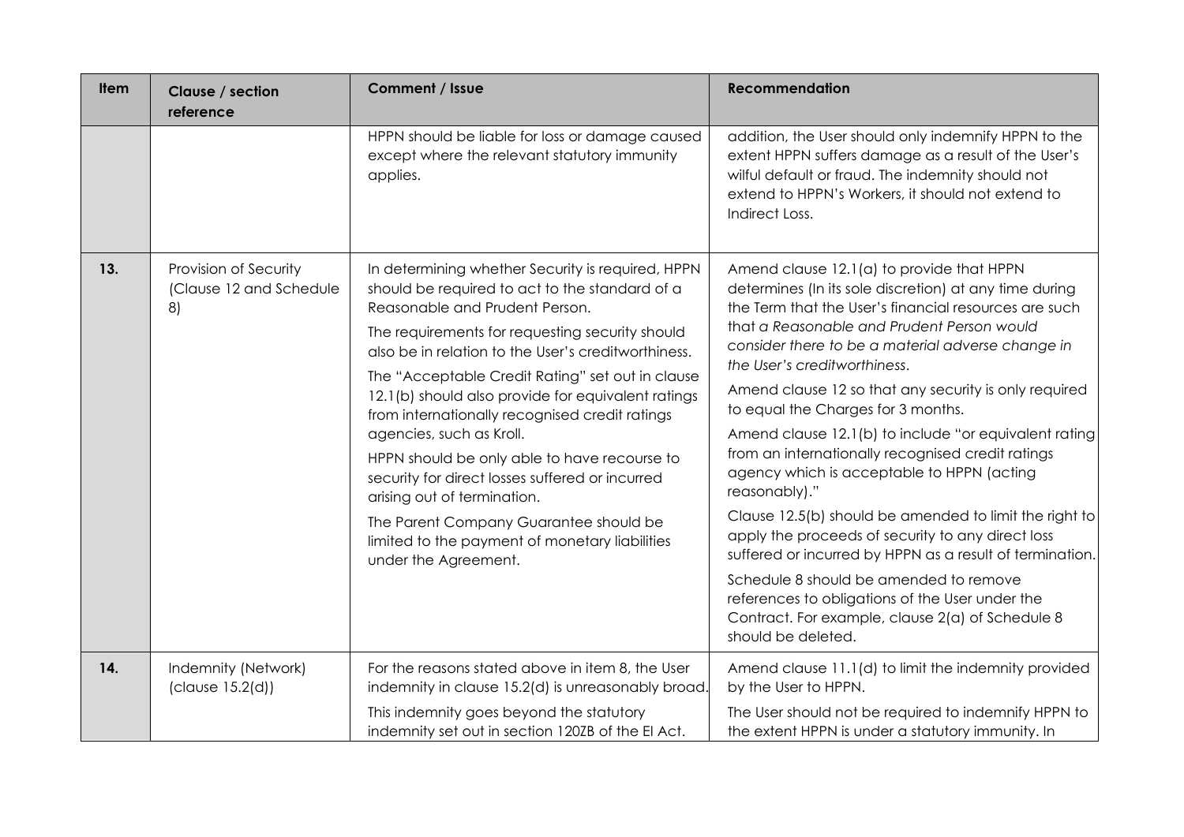| Item | Clause / section reference | Comment / Issue | Recommendation |
|---|---|---|---|
| | | HPPN should be liable for loss or damage caused except where the relevant statutory immunity applies. | addition, the User should only indemnify HPPN to the extent HPPN suffers damage as a result of the User's wilful default or fraud. The indemnity should not extend to HPPN's Workers, it should not extend to Indirect Loss. |
| **13.** | Provision of Security (Clause 12 and Schedule 8) | In determining whether Security is required, HPPN should be required to act to the standard of a Reasonable and Prudent Person.<br><br>The requirements for requesting security should also be in relation to the User's creditworthiness.<br><br>The "Acceptable Credit Rating" set out in clause 12.1(b) should also provide for equivalent ratings from internationally recognised credit ratings agencies, such as Kroll.<br><br>HPPN should be only able to have recourse to security for direct losses suffered or incurred arising out of termination.<br><br>The Parent Company Guarantee should be limited to the payment of monetary liabilities under the Agreement. | Amend clause 12.1(a) to provide that HPPN determines (In its sole discretion) at any time during the Term that the User's financial resources are such that *a Reasonable and Prudent Person would consider there to be a material adverse change in the User's creditworthiness*.<br><br>Amend clause 12 so that any security is only required to equal the Charges for 3 months.<br><br>Amend clause 12.1(b) to include "or equivalent rating from an internationally recognised credit ratings agency which is acceptable to HPPN (acting reasonably)."<br><br>Clause 12.5(b) should be amended to limit the right to apply the proceeds of security to any direct loss suffered or incurred by HPPN as a result of termination.<br><br>Schedule 8 should be amended to remove references to obligations of the User under the Contract. For example, clause 2(a) of Schedule 8 should be deleted. |
| **14.** | Indemnity (Network) (clause 15.2(d)) | For the reasons stated above in item 8, the User indemnity in clause 15.2(d) is unreasonably broad.<br><br>This indemnity goes beyond the statutory indemnity set out in section 120ZB of the EI Act. | Amend clause 11.1(d) to limit the indemnity provided by the User to HPPN.<br><br>The User should not be required to indemnify HPPN to the extent HPPN is under a statutory immunity. In |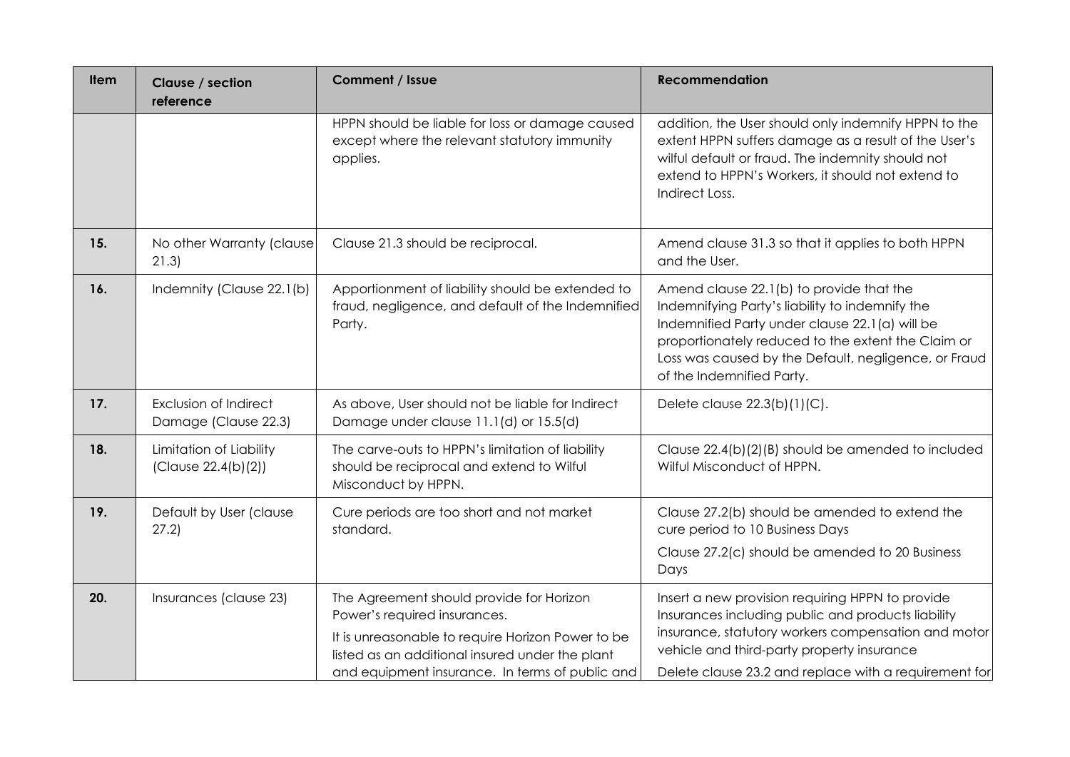| Item | Clause / section reference | Comment / Issue | Recommendation |
|---|---|---|---|
| | | HPPN should be liable for loss or damage caused except where the relevant statutory immunity applies. | addition, the User should only indemnify HPPN to the extent HPPN suffers damage as a result of the User's wilful default or fraud. The indemnity should not extend to HPPN's Workers, it should not extend to Indirect Loss. |
| 15. | No other Warranty (clause 21.3) | Clause 21.3 should be reciprocal. | Amend clause 31.3 so that it applies to both HPPN and the User. |
| 16. | Indemnity (Clause 22.1(b) | Apportionment of liability should be extended to fraud, negligence, and default of the Indemnified Party. | Amend clause 22.1(b) to provide that the Indemnifying Party's liability to indemnify the Indemnified Party under clause 22.1(a) will be proportionately reduced to the extent the Claim or Loss was caused by the Default, negligence, or Fraud of the Indemnified Party. |
| 17. | Exclusion of Indirect Damage (Clause 22.3) | As above, User should not be liable for Indirect Damage under clause 11.1(d) or 15.5(d) | Delete clause 22.3(b)(1)(C). |
| 18. | Limitation of Liability (Clause 22.4(b)(2)) | The carve-outs to HPPN's limitation of liability should be reciprocal and extend to Wilful Misconduct by HPPN. | Clause 22.4(b)(2)(B) should be amended to included Wilful Misconduct of HPPN. |
| 19. | Default by User (clause 27.2) | Cure periods are too short and not market standard. | Clause 27.2(b) should be amended to extend the cure period to 10 Business Days<br>Clause 27.2(c) should be amended to 20 Business Days |
| 20. | Insurances (clause 23) | The Agreement should provide for Horizon Power's required insurances.<br>It is unreasonable to require Horizon Power to be listed as an additional insured under the plant and equipment insurance. In terms of public and | Insert a new provision requiring HPPN to provide Insurances including public and products liability insurance, statutory workers compensation and motor vehicle and third-party property insurance<br>Delete clause 23.2 and replace with a requirement for |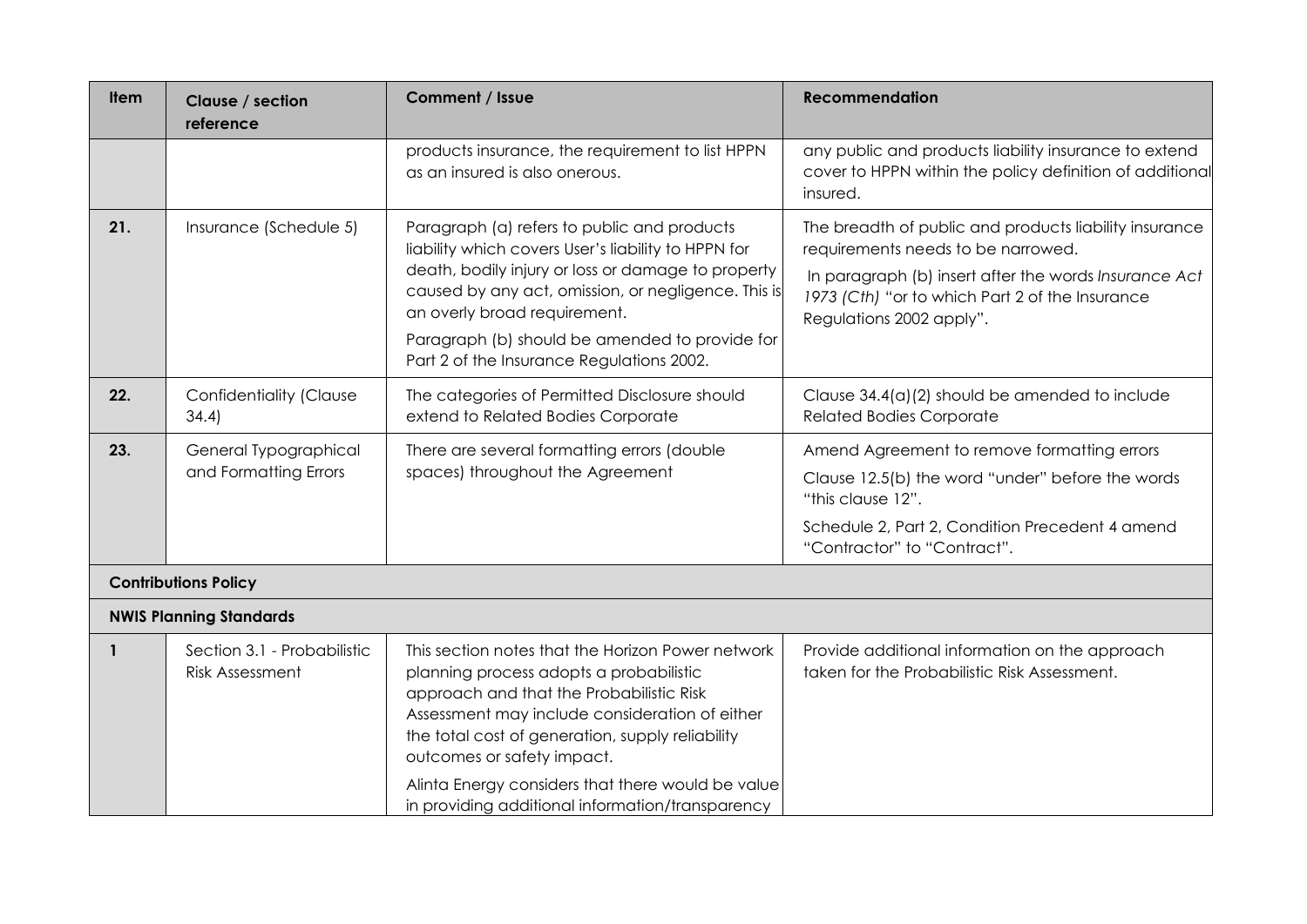| Item | Clause / section reference | Comment / Issue | Recommendation |
|---|---|---|---|
| | | products insurance, the requirement to list HPPN as an insured is also onerous. | any public and products liability insurance to extend cover to HPPN within the policy definition of additional insured. |
| **21.** | Insurance (Schedule 5) | Paragraph (a) refers to public and products liability which covers User's liability to HPPN for death, bodily injury or loss or damage to property caused by any act, omission, or negligence. This is an overly broad requirement.<br><br>Paragraph (b) should be amended to provide for Part 2 of the Insurance Regulations 2002. | The breadth of public and products liability insurance requirements needs to be narrowed.<br><br>In paragraph (b) insert after the words *Insurance Act 1973 (Cth)* "or to which Part 2 of the Insurance Regulations 2002 apply". |
| **22.** | Confidentiality (Clause 34.4) | The categories of Permitted Disclosure should extend to Related Bodies Corporate | Clause 34.4(a)(2) should be amended to include Related Bodies Corporate |
| **23.** | General Typographical and Formatting Errors | There are several formatting errors (double spaces) throughout the Agreement | Amend Agreement to remove formatting errors<br><br>Clause 12.5(b) the word "under" before the words "this clause 12".<br><br>Schedule 2, Part 2, Condition Precedent 4 amend "Contractor" to "Contract". |
| **Contributions Policy** | | | |
| **NWIS Planning Standards** | | | |
| **1** | Section 3.1 - Probabilistic Risk Assessment | This section notes that the Horizon Power network planning process adopts a probabilistic approach and that the Probabilistic Risk Assessment may include consideration of either the total cost of generation, supply reliability outcomes or safety impact.<br><br>Alinta Energy considers that there would be value in providing additional information/transparency | Provide additional information on the approach taken for the Probabilistic Risk Assessment. |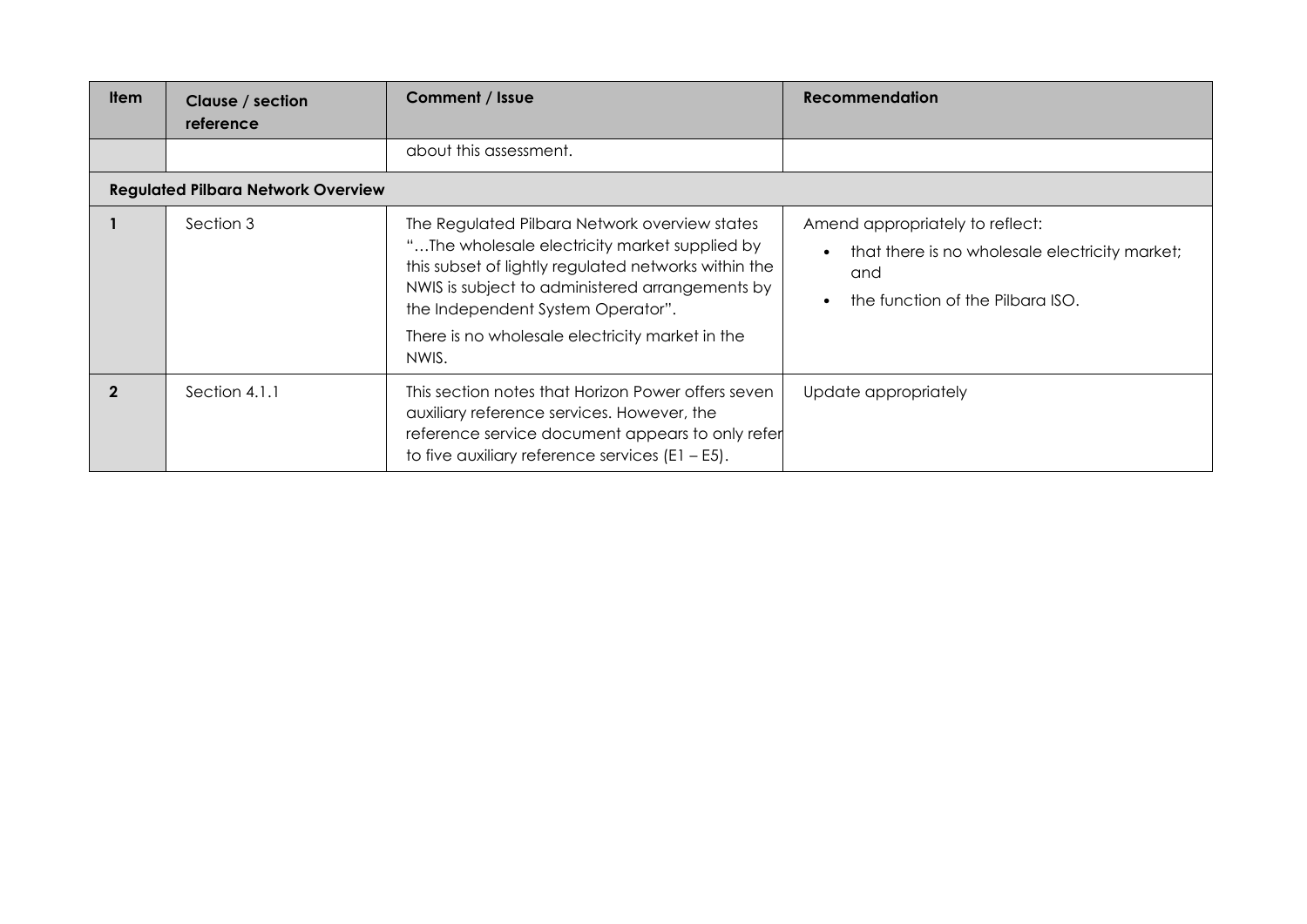| Item | Clause / section reference | Comment / Issue | Recommendation |
|---|---|---|---|
| | | about this assessment. | |
| **Regulated Pilbara Network Overview** | | | |
| **1** | Section 3 | The Regulated Pilbara Network overview states "…The wholesale electricity market supplied by this subset of lightly regulated networks within the NWIS is subject to administered arrangements by the Independent System Operator". There is no wholesale electricity market in the NWIS. | Amend appropriately to reflect: • that there is no wholesale electricity market; and • the function of the Pilbara ISO. |
| **2** | Section 4.1.1 | This section notes that Horizon Power offers seven auxiliary reference services. However, the reference service document appears to only refer to five auxiliary reference services (E1 – E5). | Update appropriately |